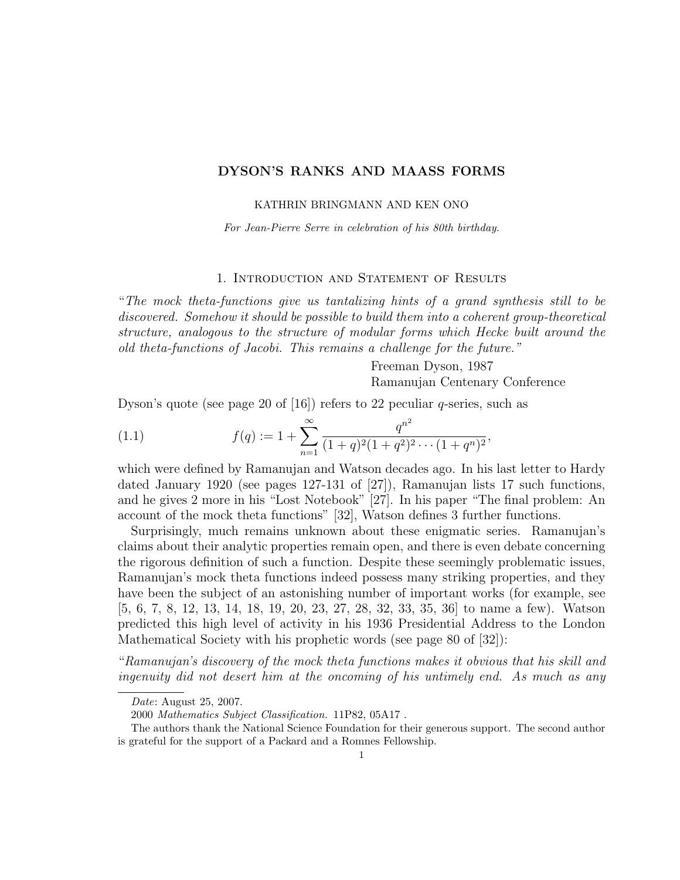# DYSON'S RANKS AND MAASS FORMS

KATHRIN BRINGMANN AND KEN ONO

*For Jean-Pierre Serre in celebration of his 80th birthday.*

## 1. Introduction and Statement of Results

"*The mock theta-functions give us tantalizing hints of a grand synthesis still to be discovered. Somehow it should be possible to build them into a coherent group-theoretical structure, analogous to the structure of modular forms which Hecke built around the old theta-functions of Jacobi. This remains a challenge for the future.*"

Freeman Dyson, 1987
Ramanujan Centenary Conference

Dyson's quote (see page 20 of [16]) refers to 22 peculiar $q$-series, such as

$$f(q) := 1 + \sum_{n=1}^{\infty} \frac{q^{n^2}}{(1+q)^2(1+q^2)^2 \cdots (1+q^n)^2}, \tag{1.1}$$

which were defined by Ramanujan and Watson decades ago. In his last letter to Hardy dated January 1920 (see pages 127-131 of [27]), Ramanujan lists 17 such functions, and he gives 2 more in his "Lost Notebook" [27]. In his paper "The final problem: An account of the mock theta functions" [32], Watson defines 3 further functions.

Surprisingly, much remains unknown about these enigmatic series. Ramanujan's claims about their analytic properties remain open, and there is even debate concerning the rigorous definition of such a function. Despite these seemingly problematic issues, Ramanujan's mock theta functions indeed possess many striking properties, and they have been the subject of an astonishing number of important works (for example, see [5, 6, 7, 8, 12, 13, 14, 18, 19, 20, 23, 27, 28, 32, 33, 35, 36] to name a few). Watson predicted this high level of activity in his 1936 Presidential Address to the London Mathematical Society with his prophetic words (see page 80 of [32]):

"*Ramanujan's discovery of the mock theta functions makes it obvious that his skill and ingenuity did not desert him at the oncoming of his untimely end. As much as any*

---

*Date*: August 25, 2007.

2000 *Mathematics Subject Classification.* 11P82, 05A17 .

The authors thank the National Science Foundation for their generous support. The second author is grateful for the support of a Packard and a Romnes Fellowship.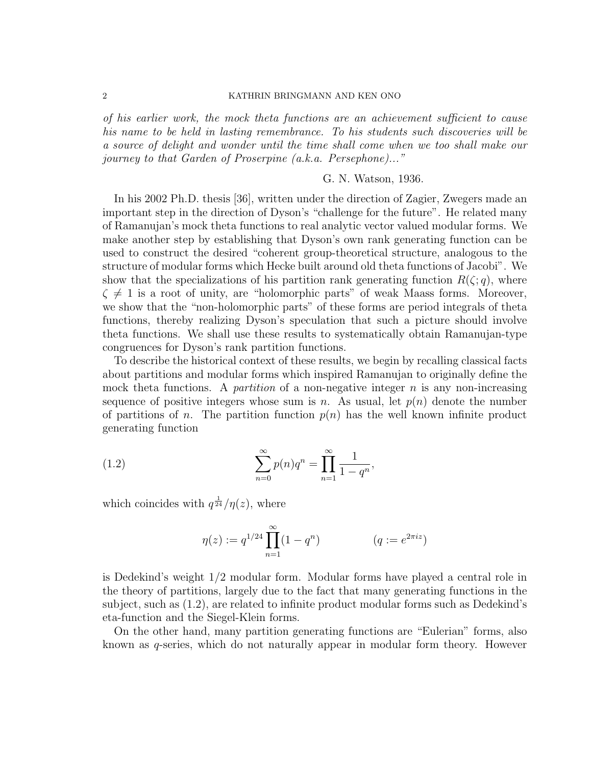*of his earlier work, the mock theta functions are an achievement sufficient to cause his name to be held in lasting remembrance. To his students such discoveries will be a source of delight and wonder until the time shall come when we too shall make our journey to that Garden of Proserpine (a.k.a. Persephone)...*"

G. N. Watson, 1936.

In his 2002 Ph.D. thesis [36], written under the direction of Zagier, Zwegers made an important step in the direction of Dyson's "challenge for the future". He related many of Ramanujan's mock theta functions to real analytic vector valued modular forms. We make another step by establishing that Dyson's own rank generating function can be used to construct the desired "coherent group-theoretical structure, analogous to the structure of modular forms which Hecke built around old theta functions of Jacobi". We show that the specializations of his partition rank generating function $R(\zeta; q)$, where $\zeta \neq 1$ is a root of unity, are "holomorphic parts" of weak Maass forms. Moreover, we show that the "non-holomorphic parts" of these forms are period integrals of theta functions, thereby realizing Dyson's speculation that such a picture should involve theta functions. We shall use these results to systematically obtain Ramanujan-type congruences for Dyson's rank partition functions.

To describe the historical context of these results, we begin by recalling classical facts about partitions and modular forms which inspired Ramanujan to originally define the mock theta functions. A *partition* of a non-negative integer $n$ is any non-increasing sequence of positive integers whose sum is $n$. As usual, let $p(n)$ denote the number of partitions of $n$. The partition function $p(n)$ has the well known infinite product generating function

$$\sum_{n=0}^{\infty} p(n)q^n = \prod_{n=1}^{\infty} \frac{1}{1-q^n}, \tag{1.2}$$

which coincides with $q^{\frac{1}{24}}/\eta(z)$, where

$$\eta(z) := q^{1/24} \prod_{n=1}^{\infty} (1-q^n) \qquad\qquad (q := e^{2\pi i z})$$

is Dedekind's weight 1/2 modular form. Modular forms have played a central role in the theory of partitions, largely due to the fact that many generating functions in the subject, such as (1.2), are related to infinite product modular forms such as Dedekind's eta-function and the Siegel-Klein forms.

On the other hand, many partition generating functions are "Eulerian" forms, also known as $q$-series, which do not naturally appear in modular form theory. However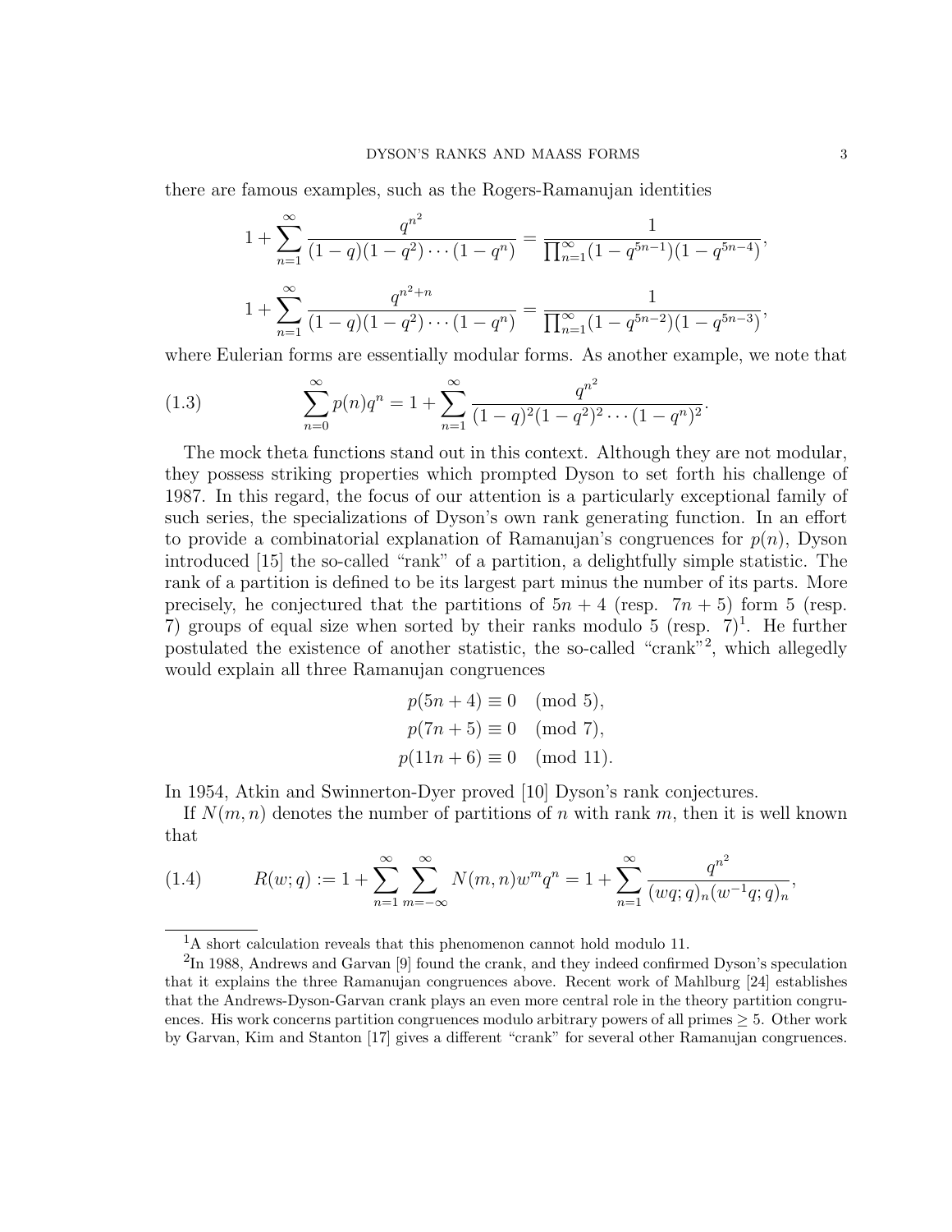there are famous examples, such as the Rogers-Ramanujan identities

$$1 + \sum_{n=1}^{\infty} \frac{q^{n^2}}{(1-q)(1-q^2)\cdots(1-q^n)} = \frac{1}{\prod_{n=1}^{\infty}(1-q^{5n-1})(1-q^{5n-4})},$$

$$1 + \sum_{n=1}^{\infty} \frac{q^{n^2+n}}{(1-q)(1-q^2)\cdots(1-q^n)} = \frac{1}{\prod_{n=1}^{\infty}(1-q^{5n-2})(1-q^{5n-3})},$$

where Eulerian forms are essentially modular forms. As another example, we note that

$$\sum_{n=0}^{\infty} p(n)q^n = 1 + \sum_{n=1}^{\infty} \frac{q^{n^2}}{(1-q)^2(1-q^2)^2\cdots(1-q^n)^2}. \tag{1.3}$$

The mock theta functions stand out in this context. Although they are not modular, they possess striking properties which prompted Dyson to set forth his challenge of 1987. In this regard, the focus of our attention is a particularly exceptional family of such series, the specializations of Dyson's own rank generating function. In an effort to provide a combinatorial explanation of Ramanujan's congruences for $p(n)$, Dyson introduced [15] the so-called "rank" of a partition, a delightfully simple statistic. The rank of a partition is defined to be its largest part minus the number of its parts. More precisely, he conjectured that the partitions of $5n + 4$ (resp. $7n + 5$) form 5 (resp. 7) groups of equal size when sorted by their ranks modulo 5 (resp. 7)[1]. He further postulated the existence of another statistic, the so-called "crank"[2], which allegedly would explain all three Ramanujan congruences

$$p(5n+4) \equiv 0 \pmod 5,$$
$$p(7n+5) \equiv 0 \pmod 7,$$
$$p(11n+6) \equiv 0 \pmod{11}.$$

In 1954, Atkin and Swinnerton-Dyer proved [10] Dyson's rank conjectures.

If $N(m, n)$ denotes the number of partitions of $n$ with rank $m$, then it is well known that

$$R(w;q) := 1 + \sum_{n=1}^{\infty}\sum_{m=-\infty}^{\infty} N(m,n)w^m q^n = 1 + \sum_{n=1}^{\infty} \frac{q^{n^2}}{(wq;q)_n(w^{-1}q;q)_n}, \tag{1.4}$$

---

[1] A short calculation reveals that this phenomenon cannot hold modulo 11.

[2] In 1988, Andrews and Garvan [9] found the crank, and they indeed confirmed Dyson's speculation that it explains the three Ramanujan congruences above. Recent work of Mahlburg [24] establishes that the Andrews-Dyson-Garvan crank plays an even more central role in the theory partition congruences. His work concerns partition congruences modulo arbitrary powers of all primes $\geq 5$. Other work by Garvan, Kim and Stanton [17] gives a different "crank" for several other Ramanujan congruences.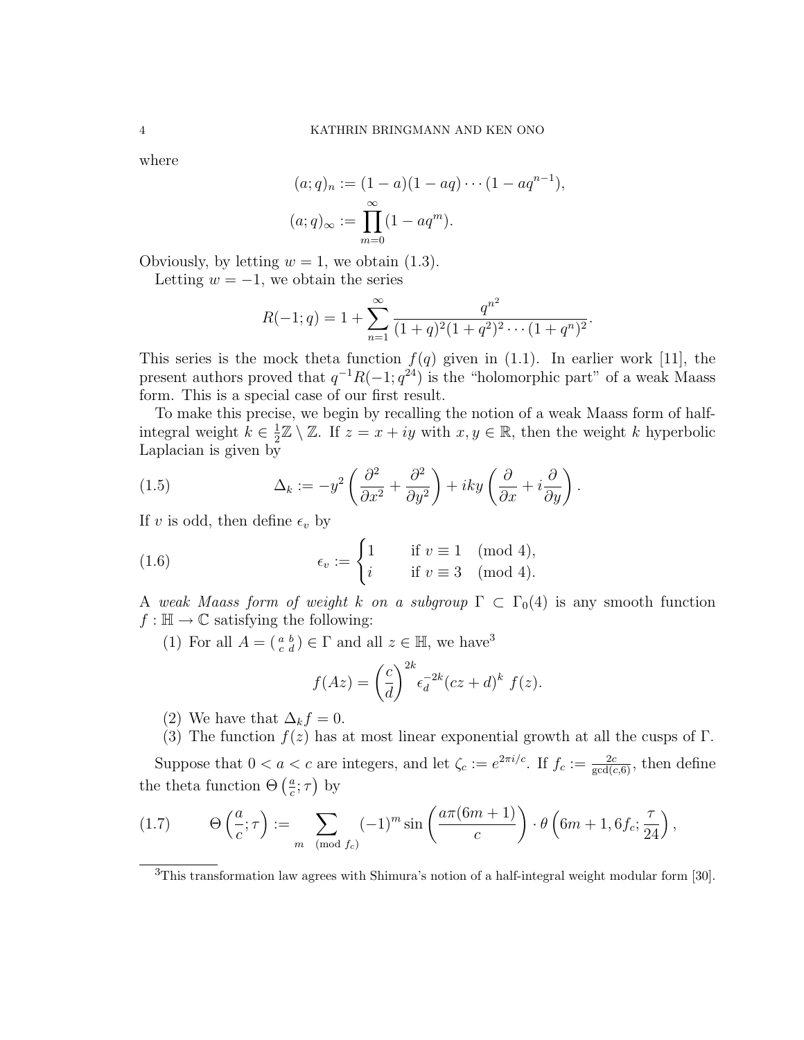where

$$(a;q)_n := (1-a)(1-aq)\cdots(1-aq^{n-1}),$$
$$(a;q)_\infty := \prod_{m=0}^{\infty}(1-aq^m).$$

Obviously, by letting $w=1$, we obtain (1.3).

Letting $w=-1$, we obtain the series

$$R(-1;q) = 1 + \sum_{n=1}^{\infty} \frac{q^{n^2}}{(1+q)^2(1+q^2)^2\cdots(1+q^n)^2}.$$

This series is the mock theta function $f(q)$ given in (1.1). In earlier work [11], the present authors proved that $q^{-1}R(-1;q^{24})$ is the "holomorphic part" of a weak Maass form. This is a special case of our first result.

To make this precise, we begin by recalling the notion of a weak Maass form of half-integral weight $k \in \frac{1}{2}\mathbb{Z}\setminus\mathbb{Z}$. If $z = x+iy$ with $x, y \in \mathbb{R}$, then the weight $k$ hyperbolic Laplacian is given by

$$\Delta_k := -y^2\left(\frac{\partial^2}{\partial x^2} + \frac{\partial^2}{\partial y^2}\right) + iky\left(\frac{\partial}{\partial x} + i\frac{\partial}{\partial y}\right). \tag{1.5}$$

If $v$ is odd, then define $\epsilon_v$ by

$$\epsilon_v := \begin{cases} 1 & \text{if } v \equiv 1 \pmod 4, \\ i & \text{if } v \equiv 3 \pmod 4. \end{cases} \tag{1.6}$$

A *weak Maass form of weight $k$ on a subgroup $\Gamma \subset \Gamma_0(4)$* is any smooth function $f : \mathbb{H} \to \mathbb{C}$ satisfying the following:

1. For all $A = \left(\begin{smallmatrix} a & b \\ c & d \end{smallmatrix}\right) \in \Gamma$ and all $z \in \mathbb{H}$, we have[3]
$$f(Az) = \left(\frac{c}{d}\right)^{2k} \epsilon_d^{-2k}(cz+d)^k\ f(z).$$
2. We have that $\Delta_k f = 0$.
3. The function $f(z)$ has at most linear exponential growth at all the cusps of $\Gamma$.

Suppose that $0 < a < c$ are integers, and let $\zeta_c := e^{2\pi i/c}$. If $f_c := \frac{2c}{\gcd(c,6)}$, then define the theta function $\Theta\left(\frac{a}{c};\tau\right)$ by

$$\Theta\left(\frac{a}{c};\tau\right) := \sum_{m \pmod{f_c}} (-1)^m \sin\left(\frac{a\pi(6m+1)}{c}\right) \cdot \theta\left(6m+1, 6f_c; \frac{\tau}{24}\right), \tag{1.7}$$

[3] This transformation law agrees with Shimura's notion of a half-integral weight modular form [30].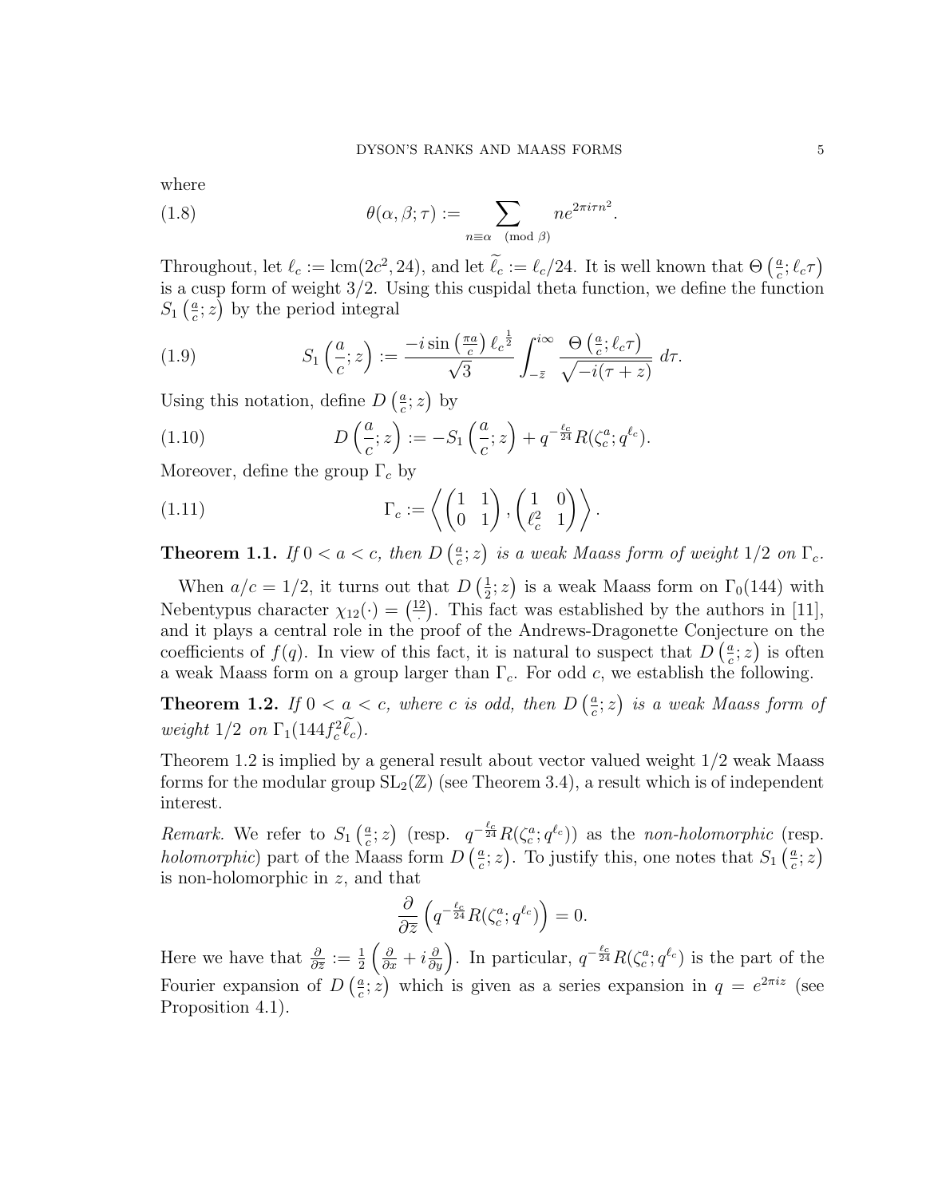where

$$\theta(\alpha, \beta; \tau) := \sum_{n \equiv \alpha \pmod{\beta}} n e^{2\pi i \tau n^2}. \tag{1.8}$$

Throughout, let $\ell_c := \mathrm{lcm}(2c^2, 24)$, and let $\widetilde{\ell}_c := \ell_c/24$. It is well known that $\Theta\left(\frac{a}{c}; \ell_c \tau\right)$ is a cusp form of weight $3/2$. Using this cuspidal theta function, we define the function $S_1\left(\frac{a}{c}; z\right)$ by the period integral

$$S_1\left(\frac{a}{c}; z\right) := \frac{-i \sin\left(\frac{\pi a}{c}\right) \ell_c^{\frac{1}{2}}}{\sqrt{3}} \int_{-\bar{z}}^{i\infty} \frac{\Theta\left(\frac{a}{c}; \ell_c \tau\right)}{\sqrt{-i(\tau + z)}} \, d\tau. \tag{1.9}$$

Using this notation, define $D\left(\frac{a}{c}; z\right)$ by

$$D\left(\frac{a}{c}; z\right) := -S_1\left(\frac{a}{c}; z\right) + q^{-\frac{\ell_c}{24}} R(\zeta_c^a; q^{\ell_c}). \tag{1.10}$$

Moreover, define the group $\Gamma_c$ by

$$\Gamma_c := \left\langle \begin{pmatrix} 1 & 1 \\ 0 & 1 \end{pmatrix}, \begin{pmatrix} 1 & 0 \\ \ell_c^2 & 1 \end{pmatrix} \right\rangle. \tag{1.11}$$

**Theorem 1.1.** *If $0 < a < c$, then $D\left(\frac{a}{c}; z\right)$ is a weak Maass form of weight $1/2$ on $\Gamma_c$.*

When $a/c = 1/2$, it turns out that $D\left(\frac{1}{2}; z\right)$ is a weak Maass form on $\Gamma_0(144)$ with Nebentypus character $\chi_{12}(\cdot) = \left(\frac{12}{\cdot}\right)$. This fact was established by the authors in [11], and it plays a central role in the proof of the Andrews-Dragonette Conjecture on the coefficients of $f(q)$. In view of this fact, it is natural to suspect that $D\left(\frac{a}{c}; z\right)$ is often a weak Maass form on a group larger than $\Gamma_c$. For odd $c$, we establish the following.

**Theorem 1.2.** *If $0 < a < c$, where $c$ is odd, then $D\left(\frac{a}{c}; z\right)$ is a weak Maass form of weight $1/2$ on $\Gamma_1(144 f_c^2 \widetilde{\ell}_c)$.*

Theorem 1.2 is implied by a general result about vector valued weight $1/2$ weak Maass forms for the modular group $\mathrm{SL}_2(\mathbb{Z})$ (see Theorem 3.4), a result which is of independent interest.

*Remark.* We refer to $S_1\left(\frac{a}{c}; z\right)$ (resp. $q^{-\frac{\ell_c}{24}} R(\zeta_c^a; q^{\ell_c})$) as the *non-holomorphic* (resp. *holomorphic*) part of the Maass form $D\left(\frac{a}{c}; z\right)$. To justify this, one notes that $S_1\left(\frac{a}{c}; z\right)$ is non-holomorphic in $z$, and that

$$\frac{\partial}{\partial \overline{z}} \left( q^{-\frac{\ell_c}{24}} R(\zeta_c^a; q^{\ell_c}) \right) = 0.$$

Here we have that $\frac{\partial}{\partial \overline{z}} := \frac{1}{2}\left(\frac{\partial}{\partial x} + i \frac{\partial}{\partial y}\right)$. In particular, $q^{-\frac{\ell_c}{24}} R(\zeta_c^a; q^{\ell_c})$ is the part of the Fourier expansion of $D\left(\frac{a}{c}; z\right)$ which is given as a series expansion in $q = e^{2\pi i z}$ (see Proposition 4.1).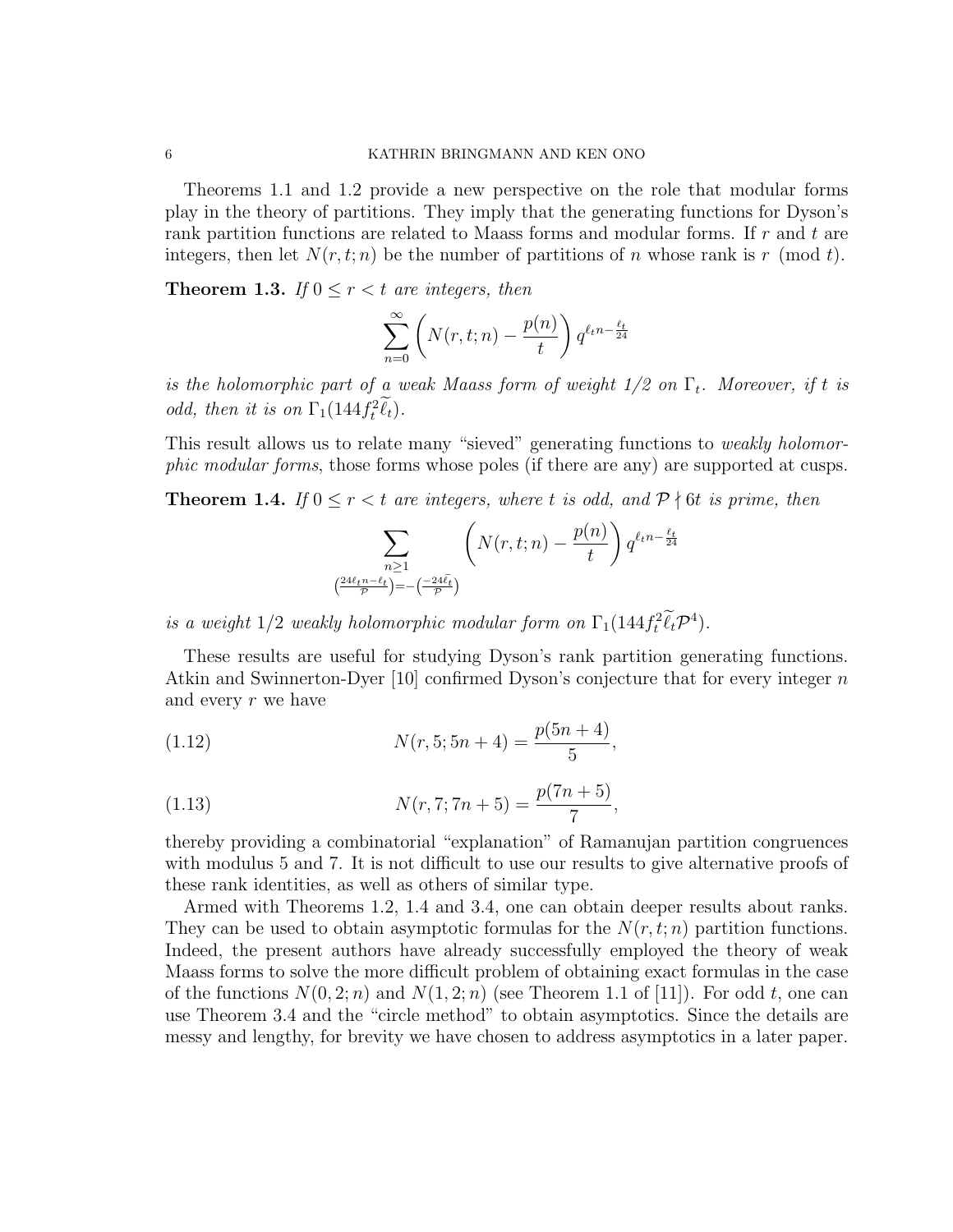Theorems 1.1 and 1.2 provide a new perspective on the role that modular forms play in the theory of partitions. They imply that the generating functions for Dyson's rank partition functions are related to Maass forms and modular forms. If $r$ and $t$ are integers, then let $N(r,t;n)$ be the number of partitions of $n$ whose rank is $r \pmod{t}$.

**Theorem 1.3.** *If $0 \leq r < t$ are integers, then*

$$\sum_{n=0}^{\infty} \left( N(r,t;n) - \frac{p(n)}{t} \right) q^{\ell_t n - \frac{\ell_t}{24}}$$

*is the holomorphic part of a weak Maass form of weight 1/2 on $\Gamma_t$. Moreover, if $t$ is odd, then it is on $\Gamma_1(144 f_t^2 \widetilde{\ell}_t)$.*

This result allows us to relate many "sieved" generating functions to *weakly holomorphic modular forms*, those forms whose poles (if there are any) are supported at cusps.

**Theorem 1.4.** *If $0 \leq r < t$ are integers, where $t$ is odd, and $\mathcal{P} \nmid 6t$ is prime, then*

$$\sum_{\substack{n \geq 1 \\ \left(\frac{24\ell_t n - \ell_t}{\mathcal{P}}\right) = -\left(\frac{-24\widetilde{\ell}_t}{\mathcal{P}}\right)}} \left( N(r,t;n) - \frac{p(n)}{t} \right) q^{\ell_t n - \frac{\ell_t}{24}}$$

*is a weight 1/2 weakly holomorphic modular form on $\Gamma_1(144 f_t^2 \widetilde{\ell}_t \mathcal{P}^4)$.*

These results are useful for studying Dyson's rank partition generating functions. Atkin and Swinnerton-Dyer [10] confirmed Dyson's conjecture that for every integer $n$ and every $r$ we have

$$N(r,5;5n+4) = \frac{p(5n+4)}{5}, \tag{1.12}$$

$$N(r,7;7n+5) = \frac{p(7n+5)}{7}, \tag{1.13}$$

thereby providing a combinatorial "explanation" of Ramanujan partition congruences with modulus 5 and 7. It is not difficult to use our results to give alternative proofs of these rank identities, as well as others of similar type.

Armed with Theorems 1.2, 1.4 and 3.4, one can obtain deeper results about ranks. They can be used to obtain asymptotic formulas for the $N(r,t;n)$ partition functions. Indeed, the present authors have already successfully employed the theory of weak Maass forms to solve the more difficult problem of obtaining exact formulas in the case of the functions $N(0,2;n)$ and $N(1,2;n)$ (see Theorem 1.1 of [11]). For odd $t$, one can use Theorem 3.4 and the "circle method" to obtain asymptotics. Since the details are messy and lengthy, for brevity we have chosen to address asymptotics in a later paper.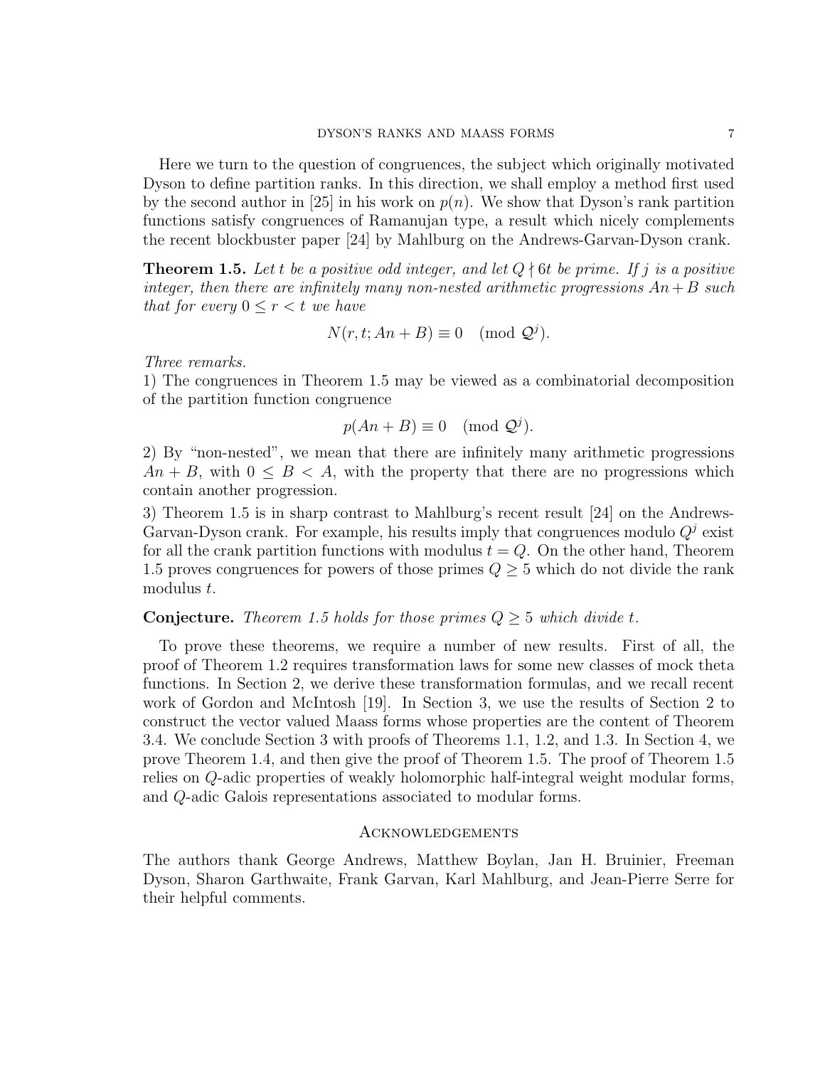Here we turn to the question of congruences, the subject which originally motivated Dyson to define partition ranks. In this direction, we shall employ a method first used by the second author in [25] in his work on $p(n)$. We show that Dyson's rank partition functions satisfy congruences of Ramanujan type, a result which nicely complements the recent blockbuster paper [24] by Mahlburg on the Andrews-Garvan-Dyson crank.

**Theorem 1.5.** *Let $t$ be a positive odd integer, and let $Q \nmid 6t$ be prime. If $j$ is a positive integer, then there are infinitely many non-nested arithmetic progressions $An + B$ such that for every $0 \leq r < t$ we have*

$$N(r, t; An + B) \equiv 0 \pmod{\mathcal{Q}^j}.$$

*Three remarks.*
1) The congruences in Theorem 1.5 may be viewed as a combinatorial decomposition of the partition function congruence

$$p(An + B) \equiv 0 \pmod{\mathcal{Q}^j}.$$

2) By "non-nested", we mean that there are infinitely many arithmetic progressions $An + B$, with $0 \leq B < A$, with the property that there are no progressions which contain another progression.
3) Theorem 1.5 is in sharp contrast to Mahlburg's recent result [24] on the Andrews-Garvan-Dyson crank. For example, his results imply that congruences modulo $Q^j$ exist for all the crank partition functions with modulus $t = Q$. On the other hand, Theorem 1.5 proves congruences for powers of those primes $Q \geq 5$ which do not divide the rank modulus $t$.

**Conjecture.** *Theorem 1.5 holds for those primes $Q \geq 5$ which divide $t$.*

To prove these theorems, we require a number of new results. First of all, the proof of Theorem 1.2 requires transformation laws for some new classes of mock theta functions. In Section 2, we derive these transformation formulas, and we recall recent work of Gordon and McIntosh [19]. In Section 3, we use the results of Section 2 to construct the vector valued Maass forms whose properties are the content of Theorem 3.4. We conclude Section 3 with proofs of Theorems 1.1, 1.2, and 1.3. In Section 4, we prove Theorem 1.4, and then give the proof of Theorem 1.5. The proof of Theorem 1.5 relies on $Q$-adic properties of weakly holomorphic half-integral weight modular forms, and $Q$-adic Galois representations associated to modular forms.

## Acknowledgements

The authors thank George Andrews, Matthew Boylan, Jan H. Bruinier, Freeman Dyson, Sharon Garthwaite, Frank Garvan, Karl Mahlburg, and Jean-Pierre Serre for their helpful comments.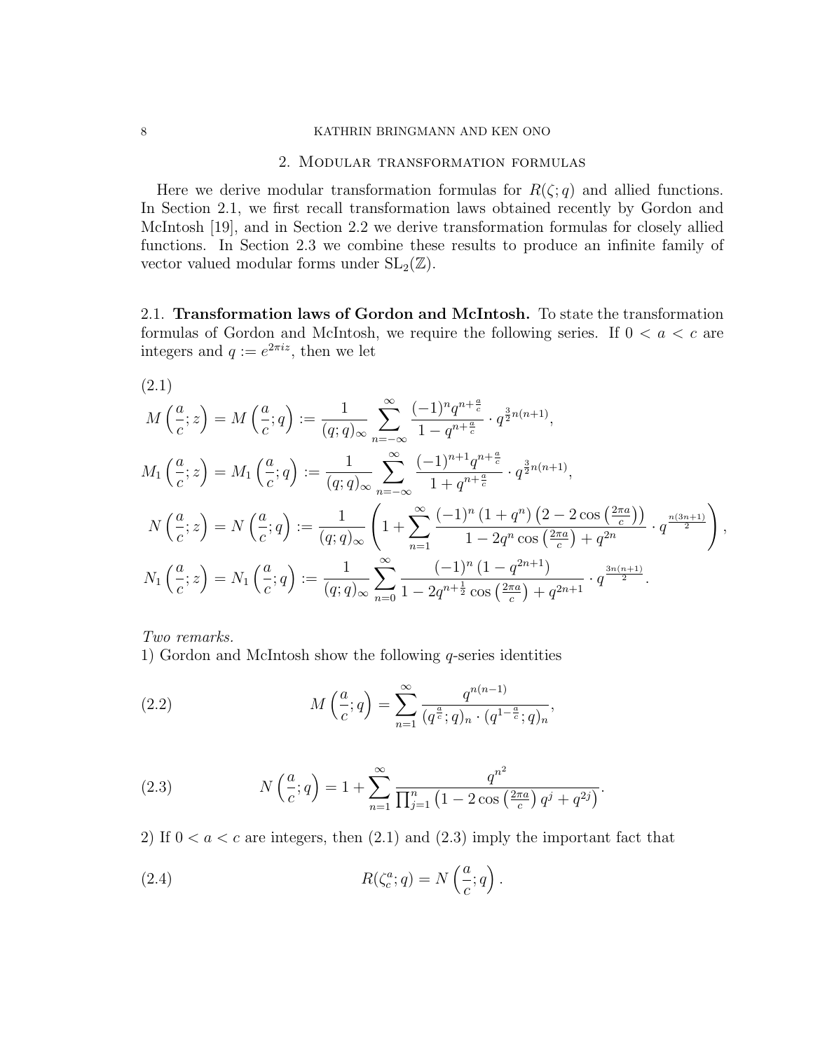## 2. Modular transformation formulas

Here we derive modular transformation formulas for $R(\zeta; q)$ and allied functions. In Section 2.1, we first recall transformation laws obtained recently by Gordon and McIntosh [19], and in Section 2.2 we derive transformation formulas for closely allied functions. In Section 2.3 we combine these results to produce an infinite family of vector valued modular forms under $\mathrm{SL}_2(\mathbb{Z})$.

### 2.1. **Transformation laws of Gordon and McIntosh.**

To state the transformation formulas of Gordon and McIntosh, we require the following series. If $0 < a < c$ are integers and $q := e^{2\pi i z}$, then we let

(2.1)

$$M\left(\frac{a}{c}; z\right) = M\left(\frac{a}{c}; q\right) := \frac{1}{(q;q)_\infty} \sum_{n=-\infty}^{\infty} \frac{(-1)^n q^{n+\frac{a}{c}}}{1 - q^{n+\frac{a}{c}}} \cdot q^{\frac{3}{2}n(n+1)},$$

$$M_1\left(\frac{a}{c}; z\right) = M_1\left(\frac{a}{c}; q\right) := \frac{1}{(q;q)_\infty} \sum_{n=-\infty}^{\infty} \frac{(-1)^{n+1} q^{n+\frac{a}{c}}}{1 + q^{n+\frac{a}{c}}} \cdot q^{\frac{3}{2}n(n+1)},$$

$$N\left(\frac{a}{c}; z\right) = N\left(\frac{a}{c}; q\right) := \frac{1}{(q;q)_\infty} \left(1 + \sum_{n=1}^{\infty} \frac{(-1)^n (1+q^n)\left(2 - 2\cos\left(\frac{2\pi a}{c}\right)\right)}{1 - 2q^n \cos\left(\frac{2\pi a}{c}\right) + q^{2n}} \cdot q^{\frac{n(3n+1)}{2}}\right),$$

$$N_1\left(\frac{a}{c}; z\right) = N_1\left(\frac{a}{c}; q\right) := \frac{1}{(q;q)_\infty} \sum_{n=0}^{\infty} \frac{(-1)^n \left(1 - q^{2n+1}\right)}{1 - 2q^{n+\frac{1}{2}} \cos\left(\frac{2\pi a}{c}\right) + q^{2n+1}} \cdot q^{\frac{3n(n+1)}{2}}.$$

*Two remarks.*

1) Gordon and McIntosh show the following $q$-series identities

$$M\left(\frac{a}{c}; q\right) = \sum_{n=1}^{\infty} \frac{q^{n(n-1)}}{(q^{\frac{a}{c}}; q)_n \cdot (q^{1-\frac{a}{c}}; q)_n}, \tag{2.2}$$

$$N\left(\frac{a}{c}; q\right) = 1 + \sum_{n=1}^{\infty} \frac{q^{n^2}}{\prod_{j=1}^{n} \left(1 - 2\cos\left(\frac{2\pi a}{c}\right) q^j + q^{2j}\right)}. \tag{2.3}$$

2) If $0 < a < c$ are integers, then (2.1) and (2.3) imply the important fact that

$$R(\zeta_c^a; q) = N\left(\frac{a}{c}; q\right). \tag{2.4}$$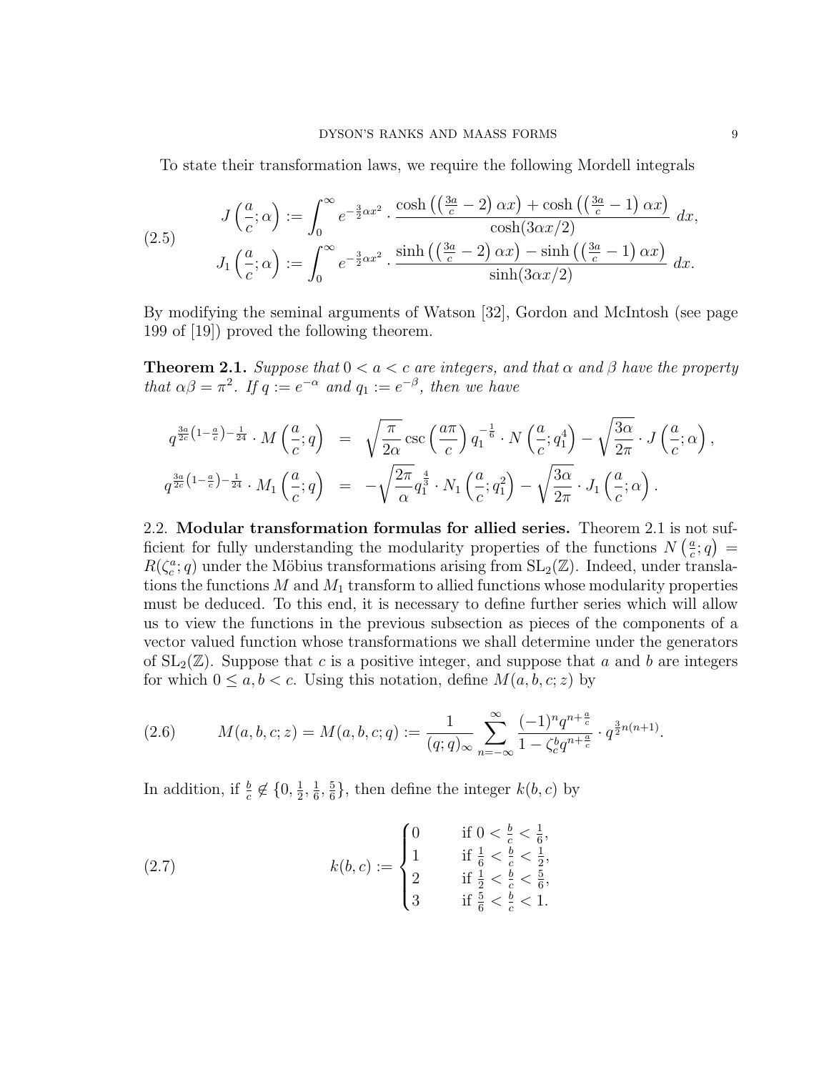To state their transformation laws, we require the following Mordell integrals

$$
\begin{aligned}
J\left(\frac{a}{c};\alpha\right) &:= \int_0^\infty e^{-\frac{3}{2}\alpha x^2}\cdot \frac{\cosh\left(\left(\frac{3a}{c}-2\right)\alpha x\right)+\cosh\left(\left(\frac{3a}{c}-1\right)\alpha x\right)}{\cosh(3\alpha x/2)}\,dx,\\
J_1\left(\frac{a}{c};\alpha\right) &:= \int_0^\infty e^{-\frac{3}{2}\alpha x^2}\cdot \frac{\sinh\left(\left(\frac{3a}{c}-2\right)\alpha x\right)-\sinh\left(\left(\frac{3a}{c}-1\right)\alpha x\right)}{\sinh(3\alpha x/2)}\,dx.
\end{aligned}
\tag{2.5}
$$

By modifying the seminal arguments of Watson [32], Gordon and McIntosh (see page 199 of [19]) proved the following theorem.

**Theorem 2.1.** *Suppose that $0<a<c$ are integers, and that $\alpha$ and $\beta$ have the property that $\alpha\beta=\pi^2$. If $q:=e^{-\alpha}$ and $q_1:=e^{-\beta}$, then we have*

$$
\begin{aligned}
q^{\frac{3a}{2c}\left(1-\frac{a}{c}\right)-\frac{1}{24}}\cdot M\left(\frac{a}{c};q\right) &= \sqrt{\frac{\pi}{2\alpha}}\csc\left(\frac{a\pi}{c}\right)q_1^{-\frac{1}{6}}\cdot N\left(\frac{a}{c};q_1^4\right)-\sqrt{\frac{3\alpha}{2\pi}}\cdot J\left(\frac{a}{c};\alpha\right),\\
q^{\frac{3a}{2c}\left(1-\frac{a}{c}\right)-\frac{1}{24}}\cdot M_1\left(\frac{a}{c};q\right) &= -\sqrt{\frac{2\pi}{\alpha}}q_1^{\frac{4}{3}}\cdot N_1\left(\frac{a}{c};q_1^2\right)-\sqrt{\frac{3\alpha}{2\pi}}\cdot J_1\left(\frac{a}{c};\alpha\right).
\end{aligned}
$$

2.2. **Modular transformation formulas for allied series.** Theorem 2.1 is not sufficient for fully understanding the modularity properties of the functions $N\left(\frac{a}{c};q\right)=R(\zeta_c^a;q)$ under the Möbius transformations arising from $\mathrm{SL}_2(\mathbb{Z})$. Indeed, under translations the functions $M$ and $M_1$ transform to allied functions whose modularity properties must be deduced. To this end, it is necessary to define further series which will allow us to view the functions in the previous subsection as pieces of the components of a vector valued function whose transformations we shall determine under the generators of $\mathrm{SL}_2(\mathbb{Z})$. Suppose that $c$ is a positive integer, and suppose that $a$ and $b$ are integers for which $0\le a,b<c$. Using this notation, define $M(a,b,c;z)$ by

$$
M(a,b,c;z)=M(a,b,c;q):=\frac{1}{(q;q)_\infty}\sum_{n=-\infty}^{\infty}\frac{(-1)^n q^{n+\frac{a}{c}}}{1-\zeta_c^b q^{n+\frac{a}{c}}}\cdot q^{\frac{3}{2}n(n+1)}.
\tag{2.6}
$$

In addition, if $\frac{b}{c}\notin\{0,\frac{1}{2},\frac{1}{6},\frac{5}{6}\}$, then define the integer $k(b,c)$ by

$$
k(b,c):=\begin{cases}
0 & \text{if } 0<\frac{b}{c}<\frac{1}{6},\\
1 & \text{if } \frac{1}{6}<\frac{b}{c}<\frac{1}{2},\\
2 & \text{if } \frac{1}{2}<\frac{b}{c}<\frac{5}{6},\\
3 & \text{if } \frac{5}{6}<\frac{b}{c}<1.
\end{cases}
\tag{2.7}
$$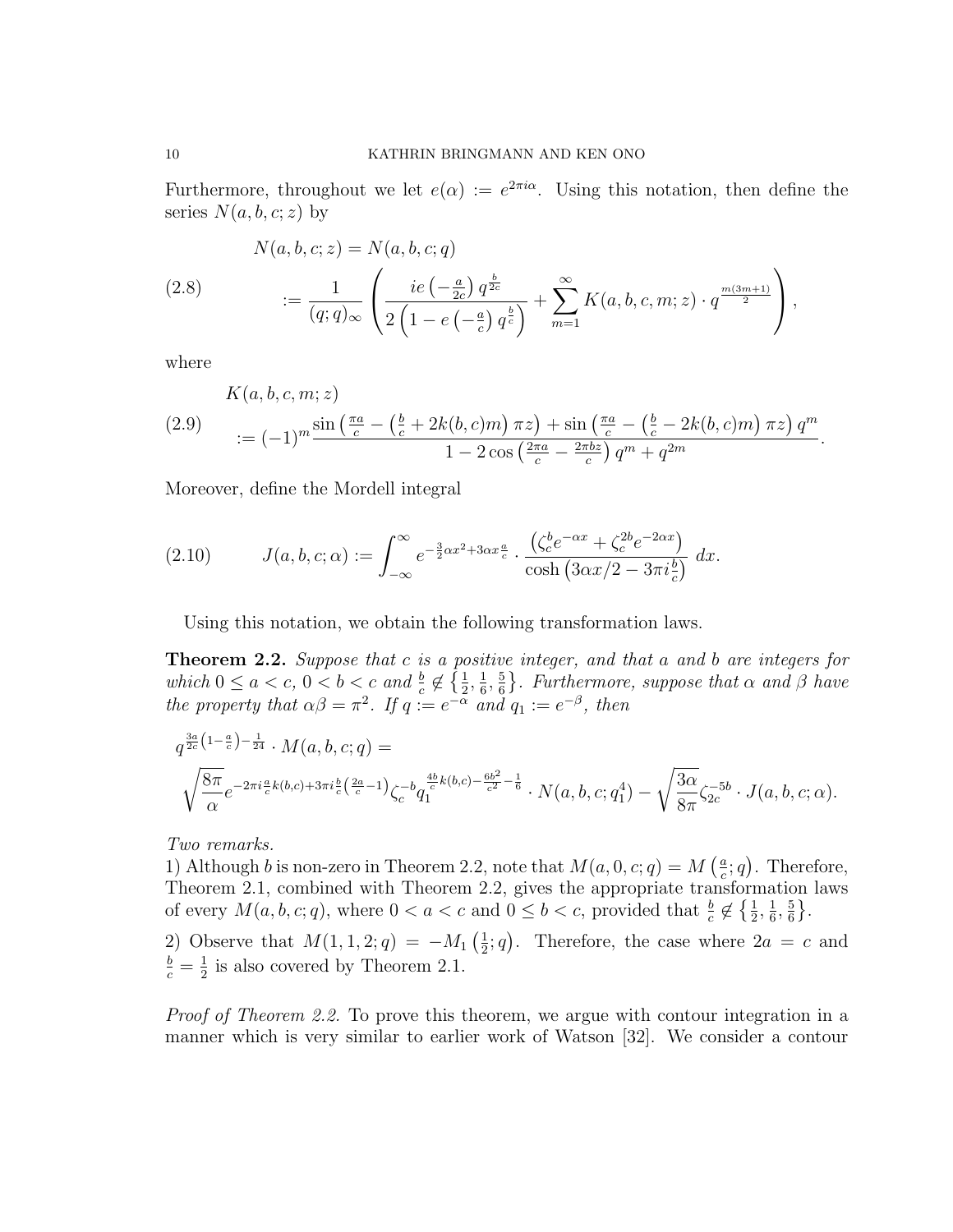Furthermore, throughout we let $e(\alpha) := e^{2\pi i \alpha}$. Using this notation, then define the series $N(a,b,c;z)$ by

$$
\begin{aligned}
N(a,b,c;z) &= N(a,b,c;q) \\
&:= \frac{1}{(q;q)_\infty} \left( \frac{ie\left(-\frac{a}{2c}\right) q^{\frac{b}{2c}}}{2\left(1 - e\left(-\frac{a}{c}\right) q^{\frac{b}{c}}\right)} + \sum_{m=1}^{\infty} K(a,b,c,m;z) \cdot q^{\frac{m(3m+1)}{2}} \right),
\end{aligned} \tag{2.8}
$$

where

$$
\begin{aligned}
&K(a,b,c,m;z) \\
&:= (-1)^m \frac{\sin\left(\frac{\pi a}{c} - \left(\frac{b}{c} + 2k(b,c)m\right)\pi z\right) + \sin\left(\frac{\pi a}{c} - \left(\frac{b}{c} - 2k(b,c)m\right)\pi z\right) q^m}{1 - 2\cos\left(\frac{2\pi a}{c} - \frac{2\pi b z}{c}\right) q^m + q^{2m}}.
\end{aligned} \tag{2.9}
$$

Moreover, define the Mordell integral

$$
J(a,b,c;\alpha) := \int_{-\infty}^{\infty} e^{-\frac{3}{2}\alpha x^2 + 3\alpha x \frac{a}{c}} \cdot \frac{\left(\zeta_c^b e^{-\alpha x} + \zeta_c^{2b} e^{-2\alpha x}\right)}{\cosh\left(3\alpha x/2 - 3\pi i \frac{b}{c}\right)} \, dx. \tag{2.10}
$$

Using this notation, we obtain the following transformation laws.

**Theorem 2.2.** *Suppose that $c$ is a positive integer, and that $a$ and $b$ are integers for which $0 \le a < c$, $0 < b < c$ and $\frac{b}{c} \notin \left\{\frac{1}{2}, \frac{1}{6}, \frac{5}{6}\right\}$. Furthermore, suppose that $\alpha$ and $\beta$ have the property that $\alpha\beta = \pi^2$. If $q := e^{-\alpha}$ and $q_1 := e^{-\beta}$, then*

$$
\begin{aligned}
&q^{\frac{3a}{2c}\left(1-\frac{a}{c}\right) - \frac{1}{24}} \cdot M(a,b,c;q) = \\
&\sqrt{\frac{8\pi}{\alpha}} e^{-2\pi i \frac{a}{c} k(b,c) + 3\pi i \frac{b}{c}\left(\frac{2a}{c} - 1\right)} \zeta_c^{-b} q_1^{\frac{4b}{c}k(b,c) - \frac{6b^2}{c^2} - \frac{1}{6}} \cdot N(a,b,c;q_1^4) - \sqrt{\frac{3\alpha}{8\pi}} \zeta_{2c}^{-5b} \cdot J(a,b,c;\alpha).
\end{aligned}
$$

*Two remarks.*
1) Although $b$ is non-zero in Theorem 2.2, note that $M(a,0,c;q) = M\left(\frac{a}{c};q\right)$. Therefore, Theorem 2.1, combined with Theorem 2.2, gives the appropriate transformation laws of every $M(a,b,c;q)$, where $0 < a < c$ and $0 \le b < c$, provided that $\frac{b}{c} \notin \left\{\frac{1}{2}, \frac{1}{6}, \frac{5}{6}\right\}$.

2) Observe that $M(1,1,2;q) = -M_1\left(\frac{1}{2};q\right)$. Therefore, the case where $2a = c$ and $\frac{b}{c} = \frac{1}{2}$ is also covered by Theorem 2.1.

*Proof of Theorem 2.2.* To prove this theorem, we argue with contour integration in a manner which is very similar to earlier work of Watson [32]. We consider a contour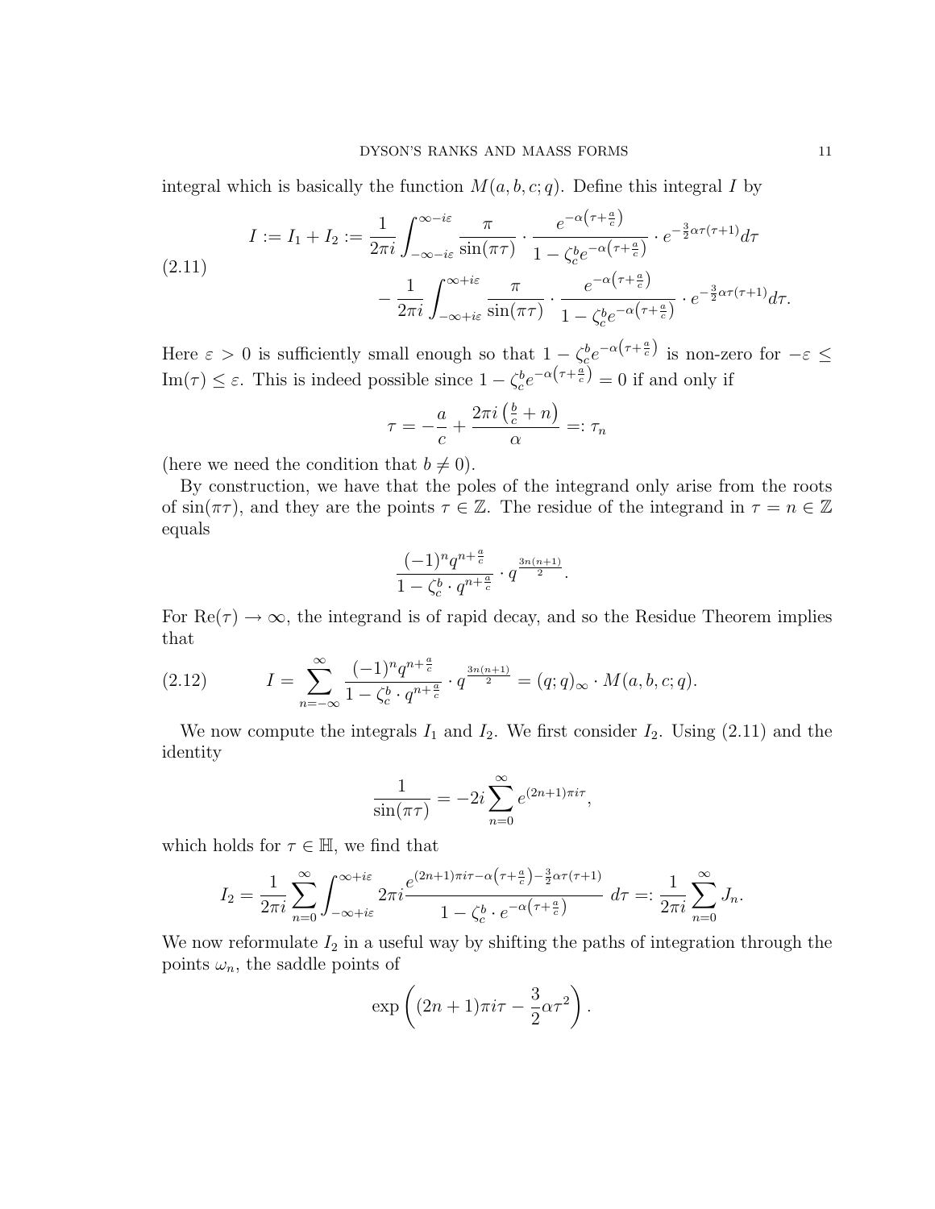integral which is basically the function $M(a,b,c;q)$. Define this integral $I$ by

$$I := I_1 + I_2 := \frac{1}{2\pi i}\int_{-\infty-i\varepsilon}^{\infty-i\varepsilon} \frac{\pi}{\sin(\pi\tau)} \cdot \frac{e^{-\alpha\left(\tau+\frac{a}{c}\right)}}{1-\zeta_c^b e^{-\alpha\left(\tau+\frac{a}{c}\right)}} \cdot e^{-\frac{3}{2}\alpha\tau(\tau+1)} d\tau$$
$$- \frac{1}{2\pi i}\int_{-\infty+i\varepsilon}^{\infty+i\varepsilon} \frac{\pi}{\sin(\pi\tau)} \cdot \frac{e^{-\alpha\left(\tau+\frac{a}{c}\right)}}{1-\zeta_c^b e^{-\alpha\left(\tau+\frac{a}{c}\right)}} \cdot e^{-\frac{3}{2}\alpha\tau(\tau+1)} d\tau. \tag{2.11}$$

Here $\varepsilon > 0$ is sufficiently small enough so that $1-\zeta_c^b e^{-\alpha\left(\tau+\frac{a}{c}\right)}$ is non-zero for $-\varepsilon \leq \mathrm{Im}(\tau) \leq \varepsilon$. This is indeed possible since $1-\zeta_c^b e^{-\alpha\left(\tau+\frac{a}{c}\right)} = 0$ if and only if

$$\tau = -\frac{a}{c} + \frac{2\pi i\left(\frac{b}{c}+n\right)}{\alpha} =: \tau_n$$

(here we need the condition that $b \neq 0$).

By construction, we have that the poles of the integrand only arise from the roots of $\sin(\pi\tau)$, and they are the points $\tau \in \mathbb{Z}$. The residue of the integrand in $\tau = n \in \mathbb{Z}$ equals

$$\frac{(-1)^n q^{n+\frac{a}{c}}}{1-\zeta_c^b \cdot q^{n+\frac{a}{c}}} \cdot q^{\frac{3n(n+1)}{2}}.$$

For $\mathrm{Re}(\tau) \to \infty$, the integrand is of rapid decay, and so the Residue Theorem implies that

$$I = \sum_{n=-\infty}^{\infty} \frac{(-1)^n q^{n+\frac{a}{c}}}{1-\zeta_c^b \cdot q^{n+\frac{a}{c}}} \cdot q^{\frac{3n(n+1)}{2}} = (q;q)_\infty \cdot M(a,b,c;q). \tag{2.12}$$

We now compute the integrals $I_1$ and $I_2$. We first consider $I_2$. Using (2.11) and the identity

$$\frac{1}{\sin(\pi\tau)} = -2i\sum_{n=0}^{\infty} e^{(2n+1)\pi i\tau},$$

which holds for $\tau \in \mathbb{H}$, we find that

$$I_2 = \frac{1}{2\pi i}\sum_{n=0}^{\infty}\int_{-\infty+i\varepsilon}^{\infty+i\varepsilon} 2\pi i \frac{e^{(2n+1)\pi i\tau - \alpha\left(\tau+\frac{a}{c}\right) - \frac{3}{2}\alpha\tau(\tau+1)}}{1-\zeta_c^b \cdot e^{-\alpha\left(\tau+\frac{a}{c}\right)}}\, d\tau =: \frac{1}{2\pi i}\sum_{n=0}^{\infty} J_n.$$

We now reformulate $I_2$ in a useful way by shifting the paths of integration through the points $\omega_n$, the saddle points of

$$\exp\left((2n+1)\pi i\tau - \frac{3}{2}\alpha\tau^2\right).$$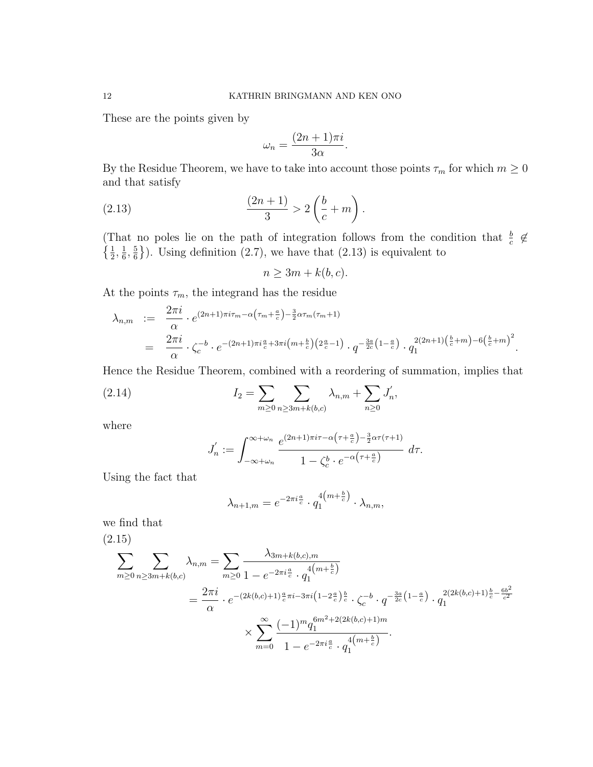These are the points given by

$$\omega_n = \frac{(2n+1)\pi i}{3\alpha}.$$

By the Residue Theorem, we have to take into account those points $\tau_m$ for which $m \geq 0$ and that satisfy

$$\frac{(2n+1)}{3} > 2\left(\frac{b}{c} + m\right). \tag{2.13}$$

(That no poles lie on the path of integration follows from the condition that $\frac{b}{c} \notin \left\{\frac{1}{2}, \frac{1}{6}, \frac{5}{6}\right\}$). Using definition (2.7), we have that (2.13) is equivalent to

$$n \geq 3m + k(b,c).$$

At the points $\tau_m$, the integrand has the residue

$$\begin{aligned}
\lambda_{n,m} &:= \frac{2\pi i}{\alpha} \cdot e^{(2n+1)\pi i \tau_m - \alpha\left(\tau_m + \frac{a}{c}\right) - \frac{3}{2}\alpha\tau_m(\tau_m+1)} \\
&= \frac{2\pi i}{\alpha} \cdot \zeta_c^{-b} \cdot e^{-(2n+1)\pi i \frac{a}{c} + 3\pi i\left(m + \frac{b}{c}\right)\left(2\frac{a}{c} - 1\right)} \cdot q^{-\frac{3a}{2c}\left(1 - \frac{a}{c}\right)} \cdot q_1^{2(2n+1)\left(\frac{b}{c} + m\right) - 6\left(\frac{b}{c} + m\right)^2}.
\end{aligned}$$

Hence the Residue Theorem, combined with a reordering of summation, implies that

$$I_2 = \sum_{m \geq 0} \sum_{n \geq 3m + k(b,c)} \lambda_{n,m} + \sum_{n \geq 0} J_n^{'}, \tag{2.14}$$

where

$$J_n^{'} := \int_{-\infty + \omega_n}^{\infty + \omega_n} \frac{e^{(2n+1)\pi i \tau - \alpha\left(\tau + \frac{a}{c}\right) - \frac{3}{2}\alpha\tau(\tau+1)}}{1 - \zeta_c^b \cdot e^{-\alpha\left(\tau + \frac{a}{c}\right)}} \, d\tau.$$

Using the fact that

$$\lambda_{n+1,m} = e^{-2\pi i \frac{a}{c}} \cdot q_1^{4\left(m + \frac{b}{c}\right)} \cdot \lambda_{n,m},$$

we find that

$$\begin{aligned}
\sum_{m \geq 0} \sum_{n \geq 3m + k(b,c)} \lambda_{n,m} &= \sum_{m \geq 0} \frac{\lambda_{3m + k(b,c), m}}{1 - e^{-2\pi i \frac{a}{c}} \cdot q_1^{4\left(m + \frac{b}{c}\right)}} \\
&= \frac{2\pi i}{\alpha} \cdot e^{-(2k(b,c)+1)\frac{a}{c}\pi i - 3\pi i\left(1 - 2\frac{a}{c}\right)\frac{b}{c}} \cdot \zeta_c^{-b} \cdot q^{-\frac{3a}{2c}\left(1 - \frac{a}{c}\right)} \cdot q_1^{2(2k(b,c)+1)\frac{b}{c} - \frac{6b^2}{c^2}} \\
&\qquad \times \sum_{m=0}^{\infty} \frac{(-1)^m q_1^{6m^2 + 2(2k(b,c)+1)m}}{1 - e^{-2\pi i \frac{a}{c}} \cdot q_1^{4\left(m + \frac{b}{c}\right)}}.
\end{aligned} \tag{2.15}$$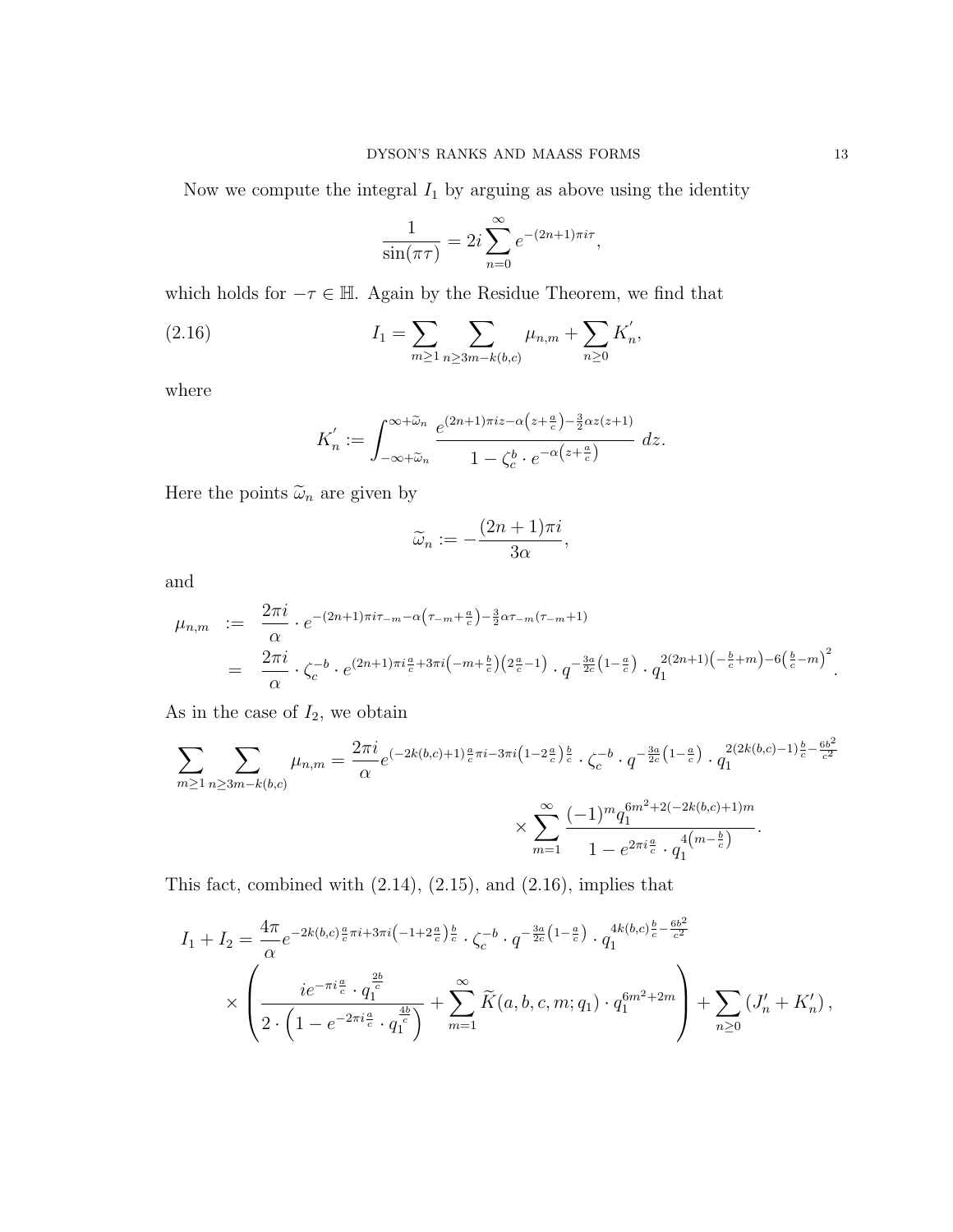Now we compute the integral $I_1$ by arguing as above using the identity

$$\frac{1}{\sin(\pi\tau)} = 2i\sum_{n=0}^{\infty} e^{-(2n+1)\pi i\tau},$$

which holds for $-\tau \in \mathbb{H}$. Again by the Residue Theorem, we find that

$$I_1 = \sum_{m\geq 1}\sum_{n\geq 3m-k(b,c)} \mu_{n,m} + \sum_{n\geq 0} K_n^{'}, \tag{2.16}$$

where

$$K_n^{'} := \int_{-\infty+\widetilde{\omega}_n}^{\infty+\widetilde{\omega}_n} \frac{e^{(2n+1)\pi iz-\alpha\left(z+\frac{a}{c}\right)-\frac{3}{2}\alpha z(z+1)}}{1-\zeta_c^b\cdot e^{-\alpha\left(z+\frac{a}{c}\right)}}\ dz.$$

Here the points $\widetilde{\omega}_n$ are given by

$$\widetilde{\omega}_n := -\frac{(2n+1)\pi i}{3\alpha},$$

and

$$\begin{aligned}
\mu_{n,m} &:= \frac{2\pi i}{\alpha}\cdot e^{-(2n+1)\pi i\tau_{-m}-\alpha\left(\tau_{-m}+\frac{a}{c}\right)-\frac{3}{2}\alpha\tau_{-m}(\tau_{-m}+1)} \\
&= \frac{2\pi i}{\alpha}\cdot \zeta_c^{-b}\cdot e^{(2n+1)\pi i\frac{a}{c}+3\pi i\left(-m+\frac{b}{c}\right)\left(2\frac{a}{c}-1\right)}\cdot q^{-\frac{3a}{2c}\left(1-\frac{a}{c}\right)}\cdot q_1^{2(2n+1)\left(-\frac{b}{c}+m\right)-6\left(\frac{b}{c}-m\right)^2}.
\end{aligned}$$

As in the case of $I_2$, we obtain

$$\sum_{m\geq 1}\sum_{n\geq 3m-k(b,c)} \mu_{n,m} = \frac{2\pi i}{\alpha} e^{(-2k(b,c)+1)\frac{a}{c}\pi i-3\pi i\left(1-2\frac{a}{c}\right)\frac{b}{c}}\cdot\zeta_c^{-b}\cdot q^{-\frac{3a}{2c}\left(1-\frac{a}{c}\right)}\cdot q_1^{2(2k(b,c)-1)\frac{b}{c}-\frac{6b^2}{c^2}}$$
$$\times\sum_{m=1}^{\infty}\frac{(-1)^m q_1^{6m^2+2(-2k(b,c)+1)m}}{1-e^{2\pi i\frac{a}{c}}\cdot q_1^{4\left(m-\frac{b}{c}\right)}}.$$

This fact, combined with (2.14), (2.15), and (2.16), implies that

$$\begin{aligned}
I_1+I_2 &= \frac{4\pi}{\alpha}e^{-2k(b,c)\frac{a}{c}\pi i+3\pi i\left(-1+2\frac{a}{c}\right)\frac{b}{c}}\cdot\zeta_c^{-b}\cdot q^{-\frac{3a}{2c}\left(1-\frac{a}{c}\right)}\cdot q_1^{4k(b,c)\frac{b}{c}-\frac{6b^2}{c^2}} \\
&\times\left(\frac{ie^{-\pi i\frac{a}{c}}\cdot q_1^{\frac{2b}{c}}}{2\cdot\left(1-e^{-2\pi i\frac{a}{c}}\cdot q_1^{\frac{4b}{c}}\right)}+\sum_{m=1}^{\infty}\widetilde{K}(a,b,c,m;q_1)\cdot q_1^{6m^2+2m}\right)+\sum_{n\geq 0}\left(J_n'+K_n'\right),
\end{aligned}$$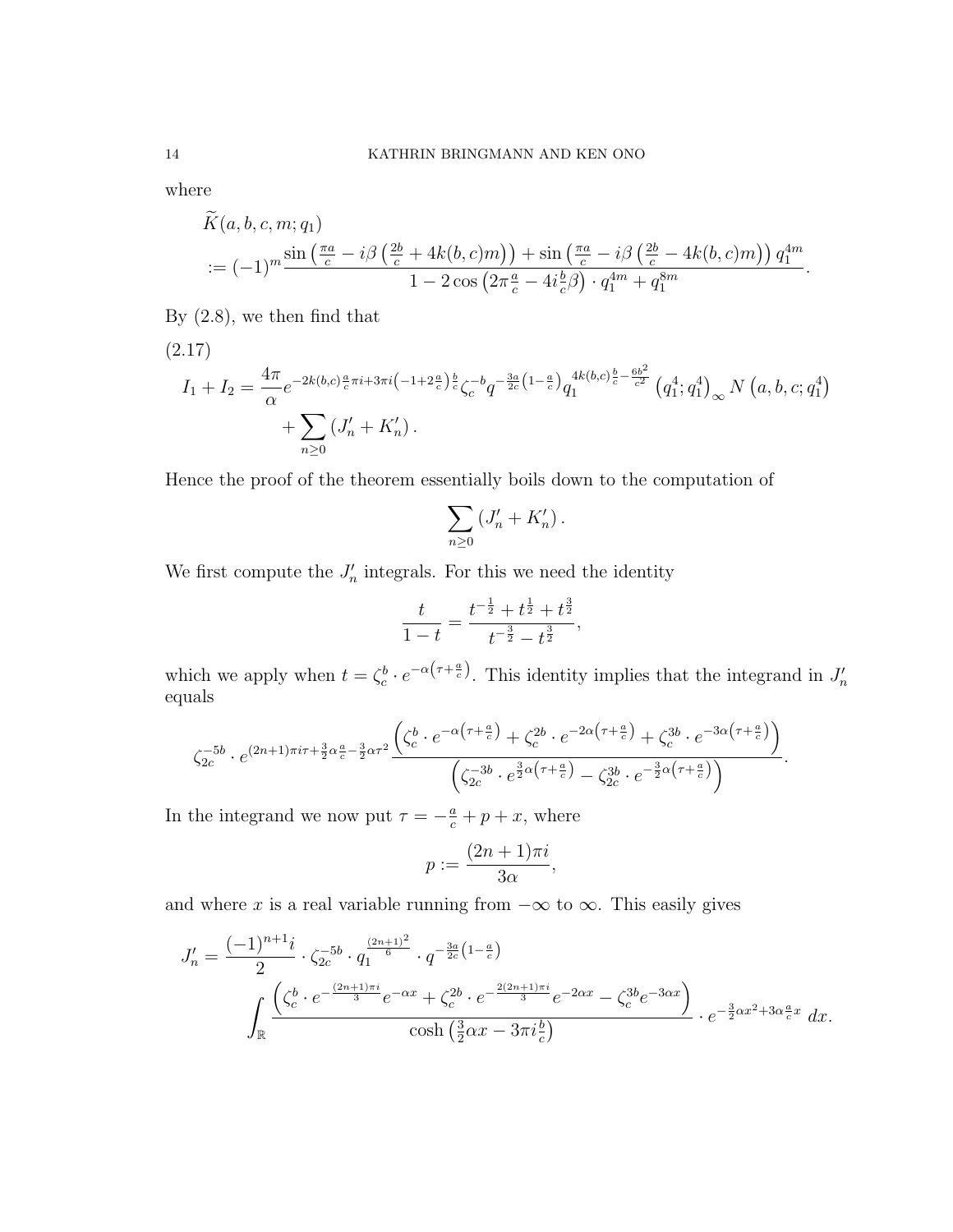where

$$\widetilde{K}(a,b,c,m;q_1)$$
$$:= (-1)^m \frac{\sin\left(\frac{\pi a}{c} - i\beta\left(\frac{2b}{c} + 4k(b,c)m\right)\right) + \sin\left(\frac{\pi a}{c} - i\beta\left(\frac{2b}{c} - 4k(b,c)m\right)\right) q_1^{4m}}{1 - 2\cos\left(2\pi\frac{a}{c} - 4i\frac{b}{c}\beta\right)\cdot q_1^{4m} + q_1^{8m}}.$$

By (2.8), we then find that

(2.17)
$$I_1 + I_2 = \frac{4\pi}{\alpha} e^{-2k(b,c)\frac{a}{c}\pi i + 3\pi i\left(-1+2\frac{a}{c}\right)\frac{b}{c}} \zeta_c^{-b} q^{-\frac{3a}{2c}\left(1-\frac{a}{c}\right)} q_1^{4k(b,c)\frac{b}{c} - \frac{6b^2}{c^2}} \left(q_1^4; q_1^4\right)_\infty N\left(a,b,c;q_1^4\right)$$
$$+ \sum_{n\geq 0}\left(J_n' + K_n'\right).$$

Hence the proof of the theorem essentially boils down to the computation of

$$\sum_{n\geq 0}\left(J_n' + K_n'\right).$$

We first compute the $J_n'$ integrals. For this we need the identity

$$\frac{t}{1-t} = \frac{t^{-\frac{1}{2}} + t^{\frac{1}{2}} + t^{\frac{3}{2}}}{t^{-\frac{3}{2}} - t^{\frac{3}{2}}},$$

which we apply when $t = \zeta_c^b \cdot e^{-\alpha\left(\tau + \frac{a}{c}\right)}$. This identity implies that the integrand in $J_n'$ equals

$$\zeta_{2c}^{-5b}\cdot e^{(2n+1)\pi i\tau + \frac{3}{2}\alpha\frac{a}{c} - \frac{3}{2}\alpha\tau^2} \frac{\left(\zeta_c^b\cdot e^{-\alpha\left(\tau+\frac{a}{c}\right)} + \zeta_c^{2b}\cdot e^{-2\alpha\left(\tau+\frac{a}{c}\right)} + \zeta_c^{3b}\cdot e^{-3\alpha\left(\tau+\frac{a}{c}\right)}\right)}{\left(\zeta_{2c}^{-3b}\cdot e^{\frac{3}{2}\alpha\left(\tau+\frac{a}{c}\right)} - \zeta_{2c}^{3b}\cdot e^{-\frac{3}{2}\alpha\left(\tau+\frac{a}{c}\right)}\right)}.$$

In the integrand we now put $\tau = -\frac{a}{c} + p + x$, where

$$p := \frac{(2n+1)\pi i}{3\alpha},$$

and where $x$ is a real variable running from $-\infty$ to $\infty$. This easily gives

$$J_n' = \frac{(-1)^{n+1} i}{2}\cdot\zeta_{2c}^{-5b}\cdot q_1^{\frac{(2n+1)^2}{6}}\cdot q^{-\frac{3a}{2c}\left(1-\frac{a}{c}\right)}$$
$$\int_{\mathbb{R}} \frac{\left(\zeta_c^b\cdot e^{-\frac{(2n+1)\pi i}{3}} e^{-\alpha x} + \zeta_c^{2b}\cdot e^{-\frac{2(2n+1)\pi i}{3}} e^{-2\alpha x} - \zeta_c^{3b} e^{-3\alpha x}\right)}{\cosh\left(\frac{3}{2}\alpha x - 3\pi i\frac{b}{c}\right)}\cdot e^{-\frac{3}{2}\alpha x^2 + 3\alpha\frac{a}{c}x}\, dx.$$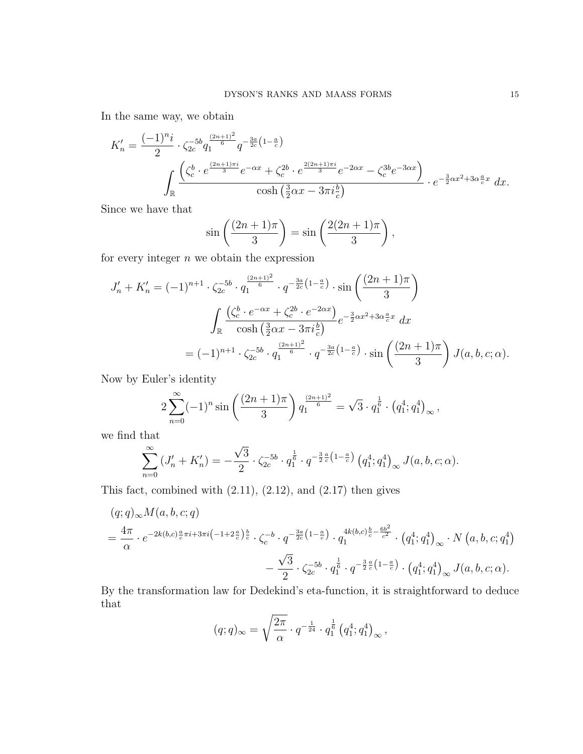In the same way, we obtain

$$K_n' = \frac{(-1)^n i}{2} \cdot \zeta_{2c}^{-5b} q_1^{\frac{(2n+1)^2}{6}} q^{-\frac{3a}{2c}\left(1-\frac{a}{c}\right)}$$
$$\int_{\mathbb{R}} \frac{\left(\zeta_c^b \cdot e^{\frac{(2n+1)\pi i}{3}} e^{-\alpha x} + \zeta_c^{2b} \cdot e^{\frac{2(2n+1)\pi i}{3}} e^{-2\alpha x} - \zeta_c^{3b} e^{-3\alpha x}\right)}{\cosh\left(\frac{3}{2}\alpha x - 3\pi i \frac{b}{c}\right)} \cdot e^{-\frac{3}{2}\alpha x^2 + 3\alpha \frac{a}{c} x}\, dx.$$

Since we have that

$$\sin\left(\frac{(2n+1)\pi}{3}\right) = \sin\left(\frac{2(2n+1)\pi}{3}\right),$$

for every integer $n$ we obtain the expression

$$J_n' + K_n' = (-1)^{n+1} \cdot \zeta_{2c}^{-5b} \cdot q_1^{\frac{(2n+1)^2}{6}} \cdot q^{-\frac{3a}{2c}\left(1-\frac{a}{c}\right)} \cdot \sin\left(\frac{(2n+1)\pi}{3}\right)$$
$$\int_{\mathbb{R}} \frac{\left(\zeta_c^b \cdot e^{-\alpha x} + \zeta_c^{2b} \cdot e^{-2\alpha x}\right)}{\cosh\left(\frac{3}{2}\alpha x - 3\pi i \frac{b}{c}\right)} e^{-\frac{3}{2}\alpha x^2 + 3\alpha \frac{a}{c} x}\, dx$$
$$= (-1)^{n+1} \cdot \zeta_{2c}^{-5b} \cdot q_1^{\frac{(2n+1)^2}{6}} \cdot q^{-\frac{3a}{2c}\left(1-\frac{a}{c}\right)} \cdot \sin\left(\frac{(2n+1)\pi}{3}\right) J(a,b,c;\alpha).$$

Now by Euler's identity

$$2\sum_{n=0}^{\infty} (-1)^n \sin\left(\frac{(2n+1)\pi}{3}\right) q_1^{\frac{(2n+1)^2}{6}} = \sqrt{3} \cdot q_1^{\frac{1}{6}} \cdot \left(q_1^4; q_1^4\right)_\infty,$$

we find that

$$\sum_{n=0}^{\infty} \left(J_n' + K_n'\right) = -\frac{\sqrt{3}}{2} \cdot \zeta_{2c}^{-5b} \cdot q_1^{\frac{1}{6}} \cdot q^{-\frac{3}{2}\frac{a}{c}\left(1-\frac{a}{c}\right)} \left(q_1^4; q_1^4\right)_\infty J(a,b,c;\alpha).$$

This fact, combined with (2.11), (2.12), and (2.17) then gives

$$(q;q)_\infty M(a,b,c;q)$$
$$= \frac{4\pi}{\alpha} \cdot e^{-2k(b,c)\frac{a}{c}\pi i + 3\pi i\left(-1+2\frac{a}{c}\right)\frac{b}{c}} \cdot \zeta_c^{-b} \cdot q^{-\frac{3a}{2c}\left(1-\frac{a}{c}\right)} \cdot q_1^{4k(b,c)\frac{b}{c} - \frac{6b^2}{c^2}} \cdot \left(q_1^4; q_1^4\right)_\infty \cdot N\left(a,b,c;q_1^4\right)$$
$$- \frac{\sqrt{3}}{2} \cdot \zeta_{2c}^{-5b} \cdot q_1^{\frac{1}{6}} \cdot q^{-\frac{3}{2}\frac{a}{c}\left(1-\frac{a}{c}\right)} \cdot \left(q_1^4; q_1^4\right)_\infty J(a,b,c;\alpha).$$

By the transformation law for Dedekind's eta-function, it is straightforward to deduce that

$$(q;q)_\infty = \sqrt{\frac{2\pi}{\alpha}} \cdot q^{-\frac{1}{24}} \cdot q_1^{\frac{1}{6}} \left(q_1^4; q_1^4\right)_\infty,$$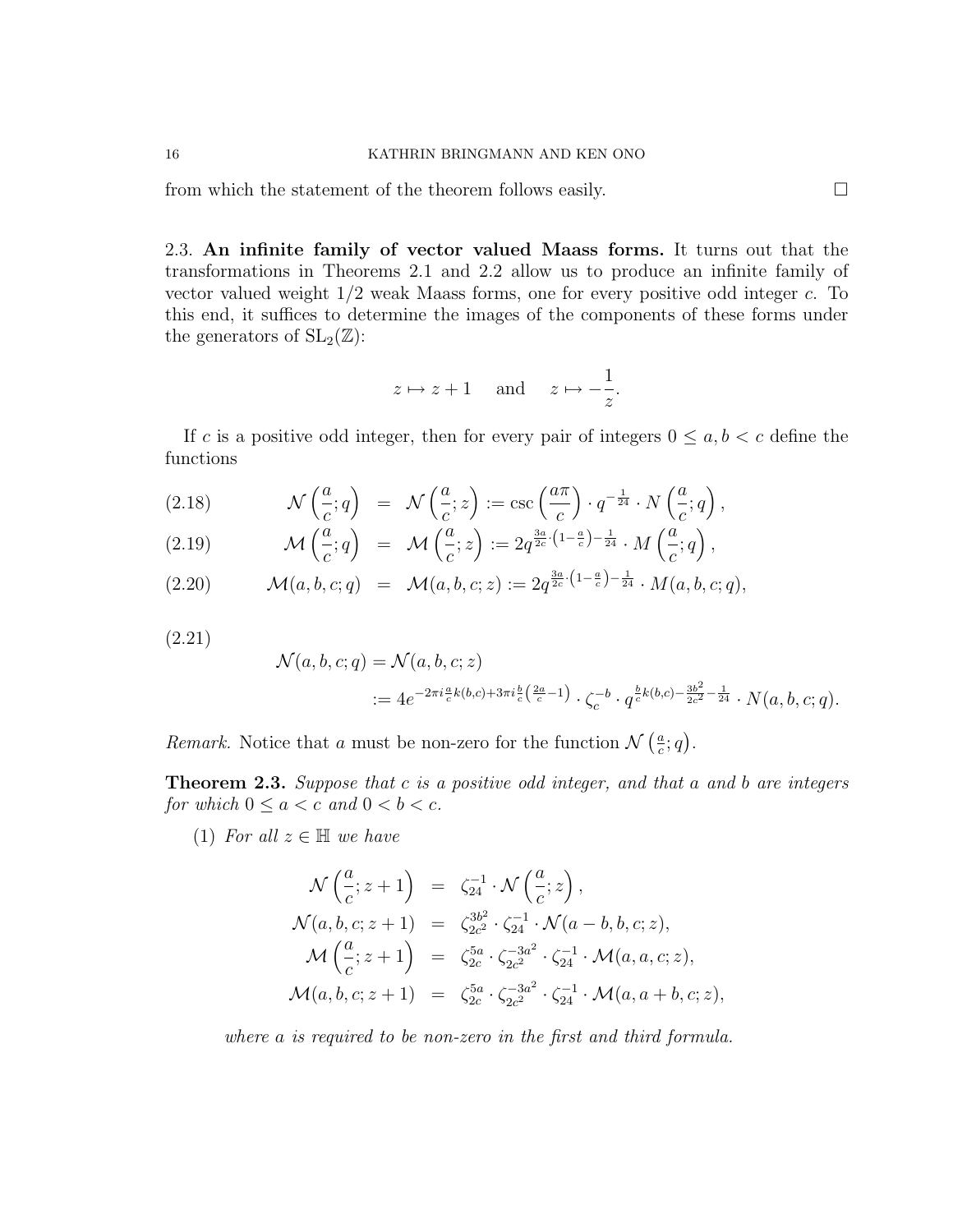from which the statement of the theorem follows easily. $\square$

### 2.3. An infinite family of vector valued Maass forms.

It turns out that the transformations in Theorems 2.1 and 2.2 allow us to produce an infinite family of vector valued weight 1/2 weak Maass forms, one for every positive odd integer $c$. To this end, it suffices to determine the images of the components of these forms under the generators of $\mathrm{SL}_2(\mathbb{Z})$:

$$z \mapsto z+1 \quad \text{and} \quad z \mapsto -\frac{1}{z}.$$

If $c$ is a positive odd integer, then for every pair of integers $0 \leq a, b < c$ define the functions

$$\mathcal{N}\left(\frac{a}{c};q\right) = \mathcal{N}\left(\frac{a}{c};z\right) := \csc\left(\frac{a\pi}{c}\right) \cdot q^{-\frac{1}{24}} \cdot N\left(\frac{a}{c};q\right), \tag{2.18}$$

$$\mathcal{M}\left(\frac{a}{c};q\right) = \mathcal{M}\left(\frac{a}{c};z\right) := 2q^{\frac{3a}{2c}\cdot\left(1-\frac{a}{c}\right)-\frac{1}{24}} \cdot M\left(\frac{a}{c};q\right), \tag{2.19}$$

$$\mathcal{M}(a,b,c;q) = \mathcal{M}(a,b,c;z) := 2q^{\frac{3a}{2c}\cdot\left(1-\frac{a}{c}\right)-\frac{1}{24}} \cdot M(a,b,c;q), \tag{2.20}$$

$$\begin{aligned}\mathcal{N}(a,b,c;q) &= \mathcal{N}(a,b,c;z) \\ &:= 4e^{-2\pi i \frac{a}{c}k(b,c)+3\pi i \frac{b}{c}\left(\frac{2a}{c}-1\right)} \cdot \zeta_c^{-b} \cdot q^{\frac{b}{c}k(b,c)-\frac{3b^2}{2c^2}-\frac{1}{24}} \cdot N(a,b,c;q).\end{aligned} \tag{2.21}$$

*Remark.* Notice that $a$ must be non-zero for the function $\mathcal{N}\left(\frac{a}{c};q\right)$.

**Theorem 2.3.** *Suppose that $c$ is a positive odd integer, and that $a$ and $b$ are integers for which $0 \leq a < c$ and $0 < b < c$.*

(1) *For all $z \in \mathbb{H}$ we have*

$$\begin{aligned}
\mathcal{N}\left(\frac{a}{c};z+1\right) &= \zeta_{24}^{-1} \cdot \mathcal{N}\left(\frac{a}{c};z\right),\\
\mathcal{N}(a,b,c;z+1) &= \zeta_{2c^2}^{3b^2} \cdot \zeta_{24}^{-1} \cdot \mathcal{N}(a-b,b,c;z),\\
\mathcal{M}\left(\frac{a}{c};z+1\right) &= \zeta_{2c}^{5a} \cdot \zeta_{2c^2}^{-3a^2} \cdot \zeta_{24}^{-1} \cdot \mathcal{M}(a,a,c;z),\\
\mathcal{M}(a,b,c;z+1) &= \zeta_{2c}^{5a} \cdot \zeta_{2c^2}^{-3a^2} \cdot \zeta_{24}^{-1} \cdot \mathcal{M}(a,a+b,c;z),
\end{aligned}$$

*where $a$ is required to be non-zero in the first and third formula.*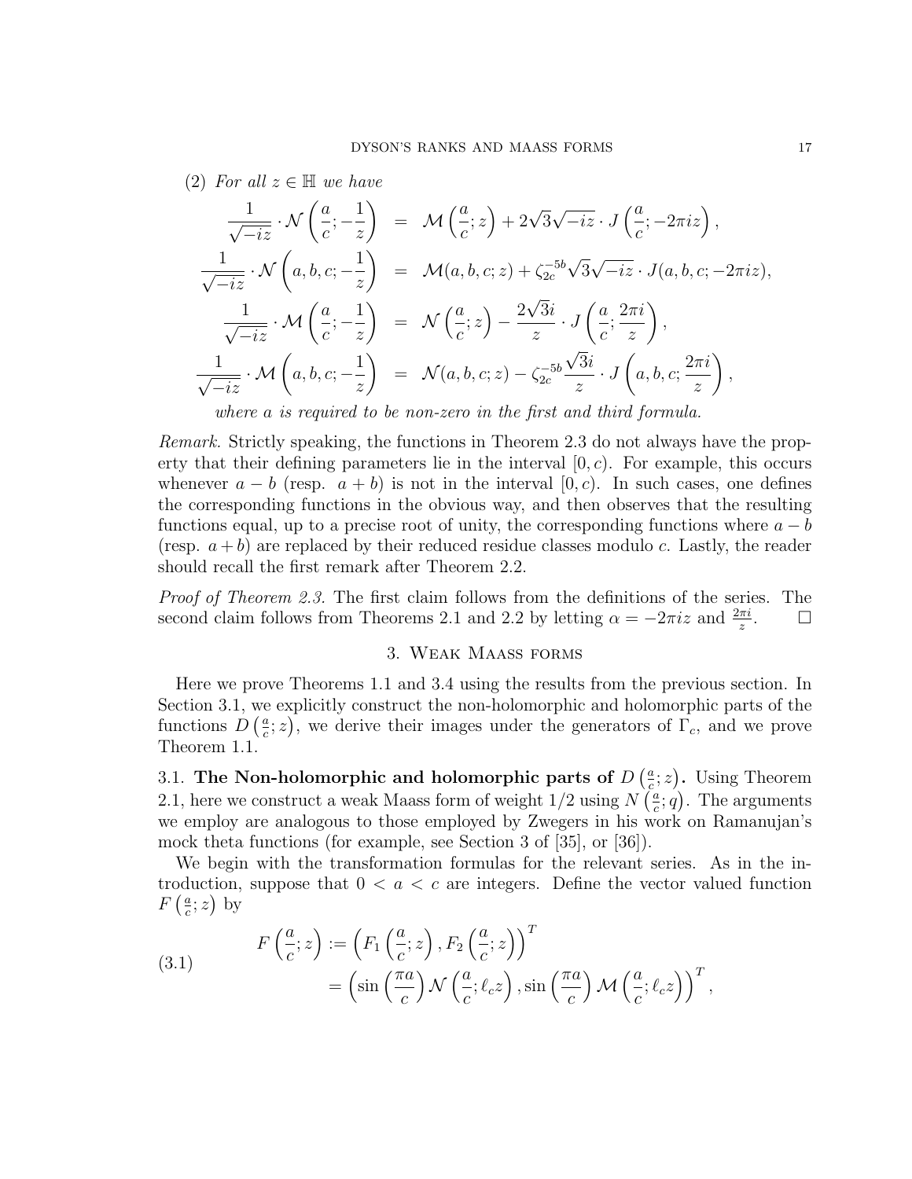(2) *For all $z \in \mathbb{H}$ we have*

$$
\begin{aligned}
\frac{1}{\sqrt{-iz}} \cdot \mathcal{N}\left(\frac{a}{c}; -\frac{1}{z}\right) &= \mathcal{M}\left(\frac{a}{c}; z\right) + 2\sqrt{3}\sqrt{-iz} \cdot J\left(\frac{a}{c}; -2\pi i z\right), \\
\frac{1}{\sqrt{-iz}} \cdot \mathcal{N}\left(a, b, c; -\frac{1}{z}\right) &= \mathcal{M}(a, b, c; z) + \zeta_{2c}^{-5b}\sqrt{3}\sqrt{-iz} \cdot J(a, b, c; -2\pi i z), \\
\frac{1}{\sqrt{-iz}} \cdot \mathcal{M}\left(\frac{a}{c}; -\frac{1}{z}\right) &= \mathcal{N}\left(\frac{a}{c}; z\right) - \frac{2\sqrt{3}i}{z} \cdot J\left(\frac{a}{c}; \frac{2\pi i}{z}\right), \\
\frac{1}{\sqrt{-iz}} \cdot \mathcal{M}\left(a, b, c; -\frac{1}{z}\right) &= \mathcal{N}(a, b, c; z) - \zeta_{2c}^{-5b}\frac{\sqrt{3}i}{z} \cdot J\left(a, b, c; \frac{2\pi i}{z}\right),
\end{aligned}
$$

*where $a$ is required to be non-zero in the first and third formula.*

*Remark.* Strictly speaking, the functions in Theorem 2.3 do not always have the property that their defining parameters lie in the interval $[0, c)$. For example, this occurs whenever $a - b$ (resp. $a + b$) is not in the interval $[0, c)$. In such cases, one defines the corresponding functions in the obvious way, and then observes that the resulting functions equal, up to a precise root of unity, the corresponding functions where $a - b$ (resp. $a + b$) are replaced by their reduced residue classes modulo $c$. Lastly, the reader should recall the first remark after Theorem 2.2.

*Proof of Theorem 2.3.* The first claim follows from the definitions of the series. The second claim follows from Theorems 2.1 and 2.2 by letting $\alpha = -2\pi i z$ and $\frac{2\pi i}{z}$. $\square$

## 3. Weak Maass forms

Here we prove Theorems 1.1 and 3.4 using the results from the previous section. In Section 3.1, we explicitly construct the non-holomorphic and holomorphic parts of the functions $D\left(\frac{a}{c}; z\right)$, we derive their images under the generators of $\Gamma_c$, and we prove Theorem 1.1.

### 3.1. The Non-holomorphic and holomorphic parts of $D\left(\frac{a}{c}; z\right)$.

Using Theorem 2.1, here we construct a weak Maass form of weight $1/2$ using $N\left(\frac{a}{c}; q\right)$. The arguments we employ are analogous to those employed by Zwegers in his work on Ramanujan's mock theta functions (for example, see Section 3 of [35], or [36]).

We begin with the transformation formulas for the relevant series. As in the introduction, suppose that $0 < a < c$ are integers. Define the vector valued function $F\left(\frac{a}{c}; z\right)$ by

$$
\begin{aligned}
F\left(\frac{a}{c}; z\right) &:= \left(F_1\left(\frac{a}{c}; z\right), F_2\left(\frac{a}{c}; z\right)\right)^T \\
&= \left(\sin\left(\frac{\pi a}{c}\right)\mathcal{N}\left(\frac{a}{c}; \ell_c z\right), \sin\left(\frac{\pi a}{c}\right)\mathcal{M}\left(\frac{a}{c}; \ell_c z\right)\right)^T,
\end{aligned}
\tag{3.1}
$$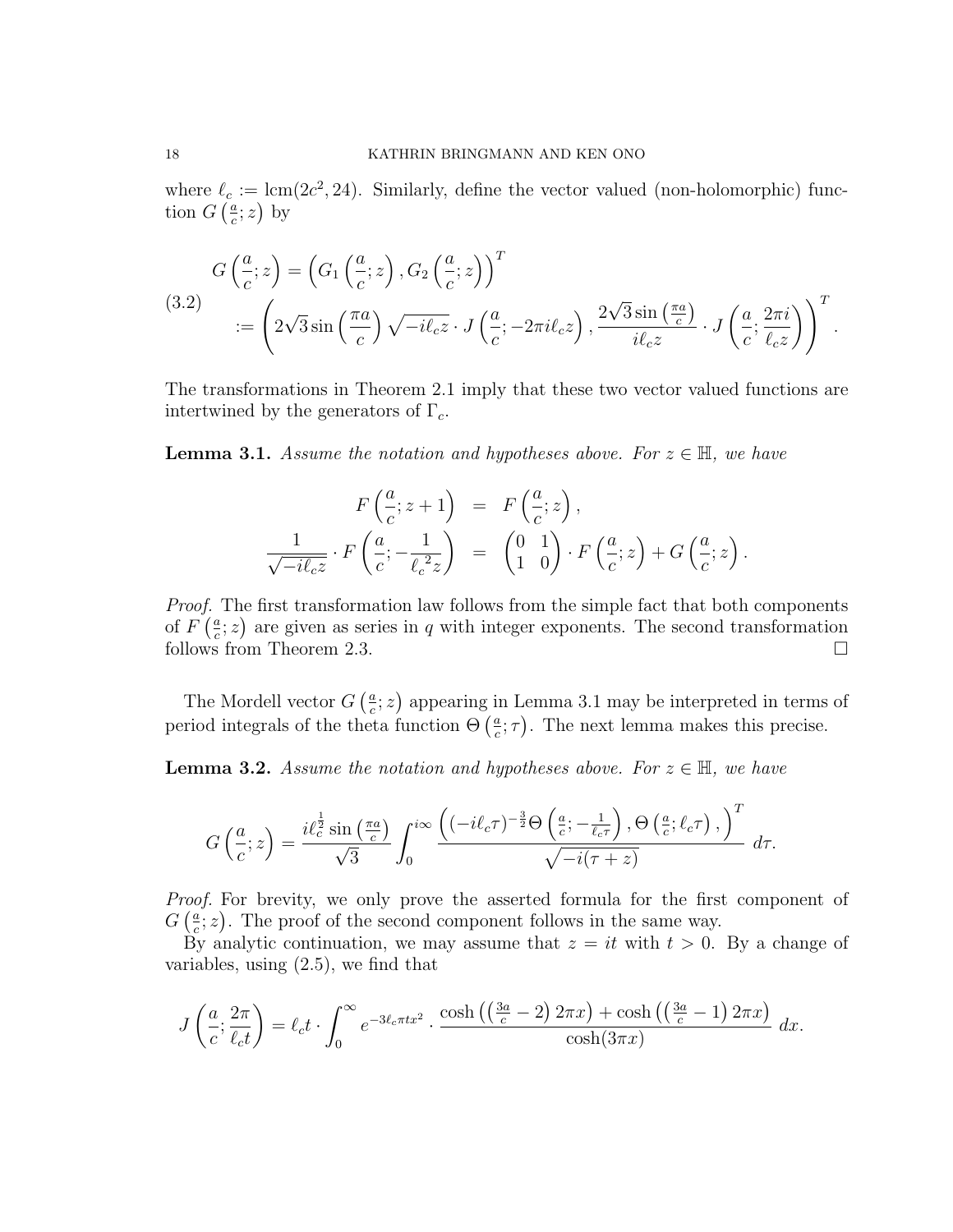where $\ell_c := \operatorname{lcm}(2c^2, 24)$. Similarly, define the vector valued (non-holomorphic) function $G\left(\frac{a}{c}; z\right)$ by

$$
\begin{aligned}
G\left(\frac{a}{c}; z\right) &= \left(G_1\left(\frac{a}{c}; z\right), G_2\left(\frac{a}{c}; z\right)\right)^T \\
&:= \left(2\sqrt{3}\sin\left(\frac{\pi a}{c}\right)\sqrt{-i\ell_c z}\cdot J\left(\frac{a}{c}; -2\pi i \ell_c z\right), \frac{2\sqrt{3}\sin\left(\frac{\pi a}{c}\right)}{i\ell_c z}\cdot J\left(\frac{a}{c}; \frac{2\pi i}{\ell_c z}\right)\right)^T.
\end{aligned}
\tag{3.2}
$$

The transformations in Theorem 2.1 imply that these two vector valued functions are intertwined by the generators of $\Gamma_c$.

**Lemma 3.1.** *Assume the notation and hypotheses above. For $z \in \mathbb{H}$, we have*

$$
\begin{aligned}
F\left(\frac{a}{c}; z+1\right) &= F\left(\frac{a}{c}; z\right), \\
\frac{1}{\sqrt{-i\ell_c z}}\cdot F\left(\frac{a}{c}; -\frac{1}{\ell_c^{\,2} z}\right) &= \begin{pmatrix} 0 & 1 \\ 1 & 0 \end{pmatrix}\cdot F\left(\frac{a}{c}; z\right) + G\left(\frac{a}{c}; z\right).
\end{aligned}
$$

*Proof.* The first transformation law follows from the simple fact that both components of $F\left(\frac{a}{c}; z\right)$ are given as series in $q$ with integer exponents. The second transformation follows from Theorem 2.3. $\square$

The Mordell vector $G\left(\frac{a}{c}; z\right)$ appearing in Lemma 3.1 may be interpreted in terms of period integrals of the theta function $\Theta\left(\frac{a}{c}; \tau\right)$. The next lemma makes this precise.

**Lemma 3.2.** *Assume the notation and hypotheses above. For $z \in \mathbb{H}$, we have*

$$
G\left(\frac{a}{c}; z\right) = \frac{i\ell_c^{\frac{1}{2}}\sin\left(\frac{\pi a}{c}\right)}{\sqrt{3}}\int_0^{i\infty}\frac{\left((-i\ell_c\tau)^{-\frac{3}{2}}\Theta\left(\frac{a}{c}; -\frac{1}{\ell_c\tau}\right), \Theta\left(\frac{a}{c}; \ell_c\tau\right),\right)^T}{\sqrt{-i(\tau+z)}}\, d\tau.
$$

*Proof.* For brevity, we only prove the asserted formula for the first component of $G\left(\frac{a}{c}; z\right)$. The proof of the second component follows in the same way.

By analytic continuation, we may assume that $z = it$ with $t > 0$. By a change of variables, using (2.5), we find that

$$
J\left(\frac{a}{c}; \frac{2\pi}{\ell_c t}\right) = \ell_c t\cdot\int_0^{\infty} e^{-3\ell_c\pi t x^2}\cdot\frac{\cosh\left(\left(\frac{3a}{c}-2\right)2\pi x\right) + \cosh\left(\left(\frac{3a}{c}-1\right)2\pi x\right)}{\cosh(3\pi x)}\, dx.
$$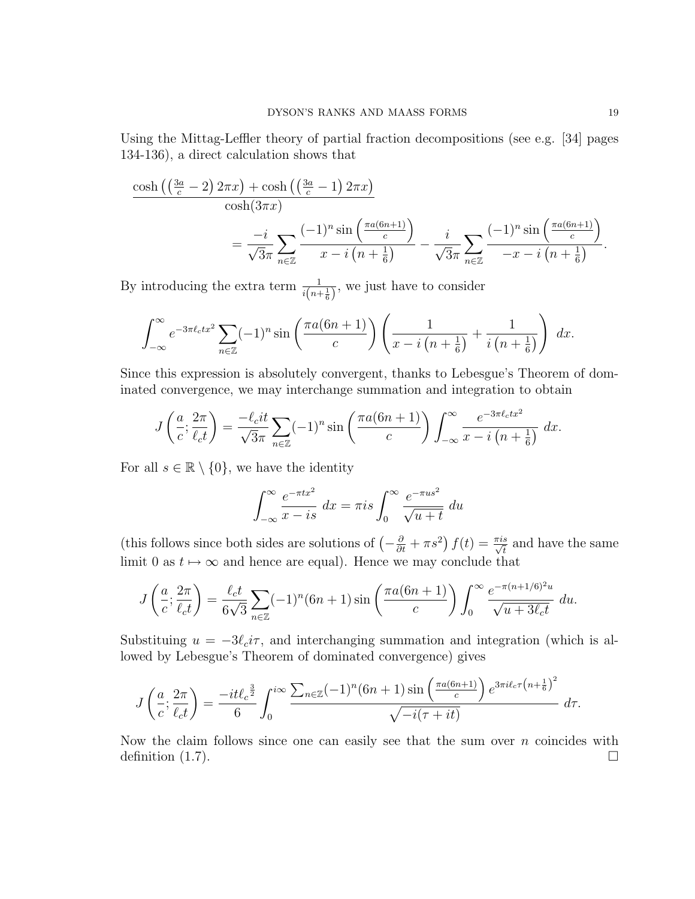Using the Mittag-Leffler theory of partial fraction decompositions (see e.g. [34] pages 134-136), a direct calculation shows that

$$\frac{\cosh\left(\left(\frac{3a}{c}-2\right)2\pi x\right)+\cosh\left(\left(\frac{3a}{c}-1\right)2\pi x\right)}{\cosh(3\pi x)}$$
$$=\frac{-i}{\sqrt{3}\pi}\sum_{n\in\mathbb{Z}}\frac{(-1)^n\sin\left(\frac{\pi a(6n+1)}{c}\right)}{x-i\left(n+\frac{1}{6}\right)}-\frac{i}{\sqrt{3}\pi}\sum_{n\in\mathbb{Z}}\frac{(-1)^n\sin\left(\frac{\pi a(6n+1)}{c}\right)}{-x-i\left(n+\frac{1}{6}\right)}.$$

By introducing the extra term $\frac{1}{i\left(n+\frac{1}{6}\right)}$, we just have to consider

$$\int_{-\infty}^{\infty}e^{-3\pi\ell_c tx^2}\sum_{n\in\mathbb{Z}}(-1)^n\sin\left(\frac{\pi a(6n+1)}{c}\right)\left(\frac{1}{x-i\left(n+\frac{1}{6}\right)}+\frac{1}{i\left(n+\frac{1}{6}\right)}\right)\,dx.$$

Since this expression is absolutely convergent, thanks to Lebesgue's Theorem of dominated convergence, we may interchange summation and integration to obtain

$$J\left(\frac{a}{c};\frac{2\pi}{\ell_c t}\right)=\frac{-\ell_c it}{\sqrt{3}\pi}\sum_{n\in\mathbb{Z}}(-1)^n\sin\left(\frac{\pi a(6n+1)}{c}\right)\int_{-\infty}^{\infty}\frac{e^{-3\pi\ell_c tx^2}}{x-i\left(n+\frac{1}{6}\right)}\,dx.$$

For all $s\in\mathbb{R}\setminus\{0\}$, we have the identity

$$\int_{-\infty}^{\infty}\frac{e^{-\pi tx^2}}{x-is}\,dx=\pi is\int_0^{\infty}\frac{e^{-\pi us^2}}{\sqrt{u+t}}\,du$$

(this follows since both sides are solutions of $\left(-\frac{\partial}{\partial t}+\pi s^2\right)f(t)=\frac{\pi is}{\sqrt{t}}$ and have the same limit 0 as $t\mapsto\infty$ and hence are equal). Hence we may conclude that

$$J\left(\frac{a}{c};\frac{2\pi}{\ell_c t}\right)=\frac{\ell_c t}{6\sqrt{3}}\sum_{n\in\mathbb{Z}}(-1)^n(6n+1)\sin\left(\frac{\pi a(6n+1)}{c}\right)\int_0^{\infty}\frac{e^{-\pi(n+1/6)^2u}}{\sqrt{u+3\ell_c t}}\,du.$$

Substituing $u=-3\ell_c i\tau$, and interchanging summation and integration (which is allowed by Lebesgue's Theorem of dominated convergence) gives

$$J\left(\frac{a}{c};\frac{2\pi}{\ell_c t}\right)=\frac{-it\ell_c^{\frac{3}{2}}}{6}\int_0^{i\infty}\frac{\sum_{n\in\mathbb{Z}}(-1)^n(6n+1)\sin\left(\frac{\pi a(6n+1)}{c}\right)e^{3\pi i\ell_c\tau\left(n+\frac{1}{6}\right)^2}}{\sqrt{-i(\tau+it)}}\,d\tau.$$

Now the claim follows since one can easily see that the sum over $n$ coincides with definition (1.7). □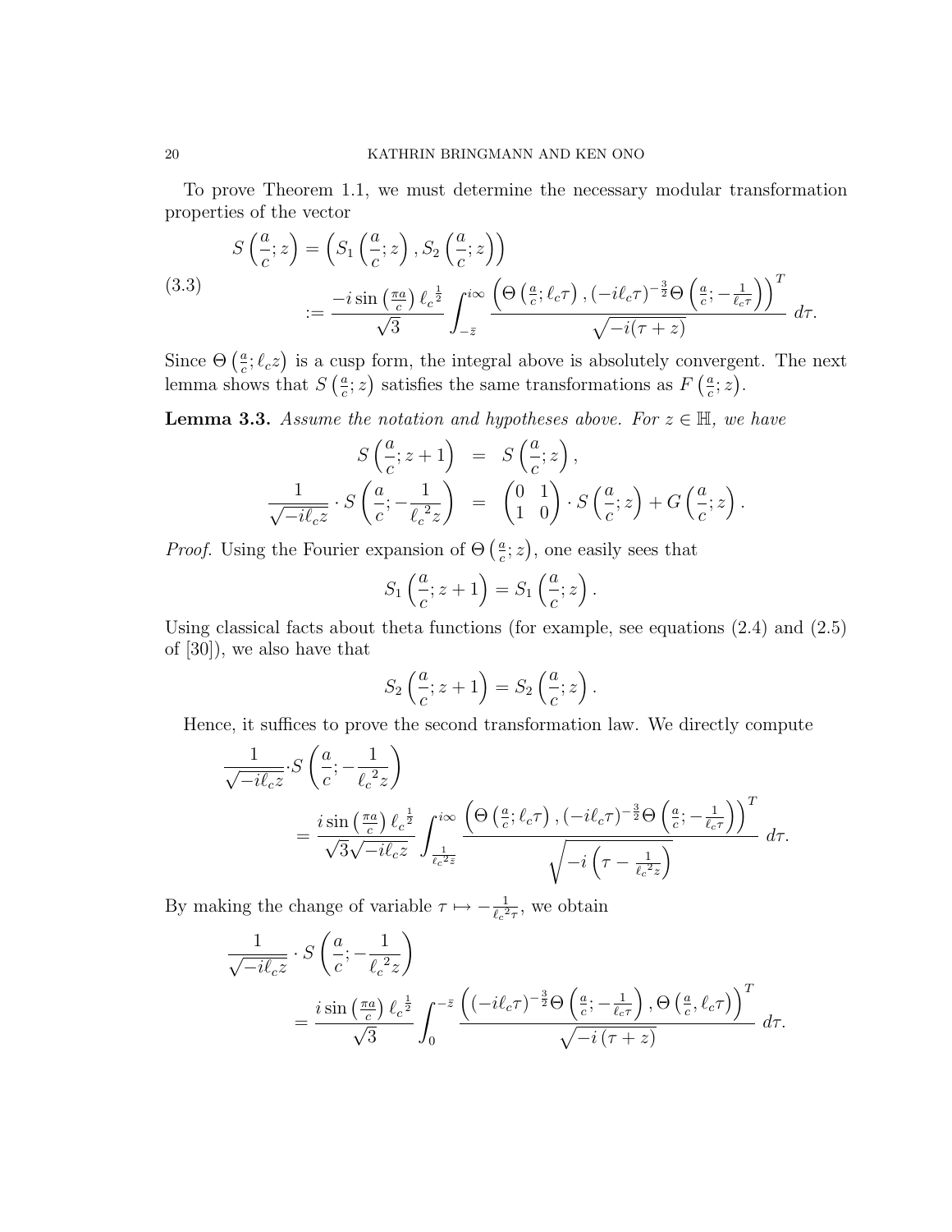To prove Theorem 1.1, we must determine the necessary modular transformation properties of the vector

$$S\left(\frac{a}{c};z\right)=\left(S_1\left(\frac{a}{c};z\right),S_2\left(\frac{a}{c};z\right)\right)$$

$$:=\frac{-i\sin\left(\frac{\pi a}{c}\right)\ell_c^{\frac{1}{2}}}{\sqrt{3}}\int_{-\bar{z}}^{i\infty}\frac{\left(\Theta\left(\frac{a}{c};\ell_c\tau\right),(-i\ell_c\tau)^{-\frac{3}{2}}\Theta\left(\frac{a}{c};-\frac{1}{\ell_c\tau}\right)\right)^T}{\sqrt{-i(\tau+z)}}\,d\tau. \tag{3.3}$$

Since $\Theta\left(\frac{a}{c};\ell_c z\right)$ is a cusp form, the integral above is absolutely convergent. The next lemma shows that $S\left(\frac{a}{c};z\right)$ satisfies the same transformations as $F\left(\frac{a}{c};z\right)$.

**Lemma 3.3.** *Assume the notation and hypotheses above. For $z\in\mathbb{H}$, we have*

$$S\left(\frac{a}{c};z+1\right)=S\left(\frac{a}{c};z\right),$$

$$\frac{1}{\sqrt{-i\ell_c z}}\cdot S\left(\frac{a}{c};-\frac{1}{\ell_c^{\,2}z}\right)=\begin{pmatrix}0&1\\1&0\end{pmatrix}\cdot S\left(\frac{a}{c};z\right)+G\left(\frac{a}{c};z\right).$$

*Proof.* Using the Fourier expansion of $\Theta\left(\frac{a}{c};z\right)$, one easily sees that

$$S_1\left(\frac{a}{c};z+1\right)=S_1\left(\frac{a}{c};z\right).$$

Using classical facts about theta functions (for example, see equations (2.4) and (2.5) of [30]), we also have that

$$S_2\left(\frac{a}{c};z+1\right)=S_2\left(\frac{a}{c};z\right).$$

Hence, it suffices to prove the second transformation law. We directly compute

$$\frac{1}{\sqrt{-i\ell_c z}}\cdot S\left(\frac{a}{c};-\frac{1}{\ell_c^{\,2}z}\right)$$

$$=\frac{i\sin\left(\frac{\pi a}{c}\right)\ell_c^{\frac{1}{2}}}{\sqrt{3}\sqrt{-i\ell_c z}}\int_{\frac{1}{\ell_c^{\,2}\bar{z}}}^{i\infty}\frac{\left(\Theta\left(\frac{a}{c};\ell_c\tau\right),(-i\ell_c\tau)^{-\frac{3}{2}}\Theta\left(\frac{a}{c};-\frac{1}{\ell_c\tau}\right)\right)^T}{\sqrt{-i\left(\tau-\frac{1}{\ell_c^{\,2}z}\right)}}\,d\tau.$$

By making the change of variable $\tau\mapsto-\frac{1}{\ell_c^{\,2}\tau}$, we obtain

$$\frac{1}{\sqrt{-i\ell_c z}}\cdot S\left(\frac{a}{c};-\frac{1}{\ell_c^{\,2}z}\right)$$

$$=\frac{i\sin\left(\frac{\pi a}{c}\right)\ell_c^{\frac{1}{2}}}{\sqrt{3}}\int_{0}^{-\bar{z}}\frac{\left((-i\ell_c\tau)^{-\frac{3}{2}}\Theta\left(\frac{a}{c};-\frac{1}{\ell_c\tau}\right),\Theta\left(\frac{a}{c},\ell_c\tau\right)\right)^T}{\sqrt{-i\left(\tau+z\right)}}\,d\tau.$$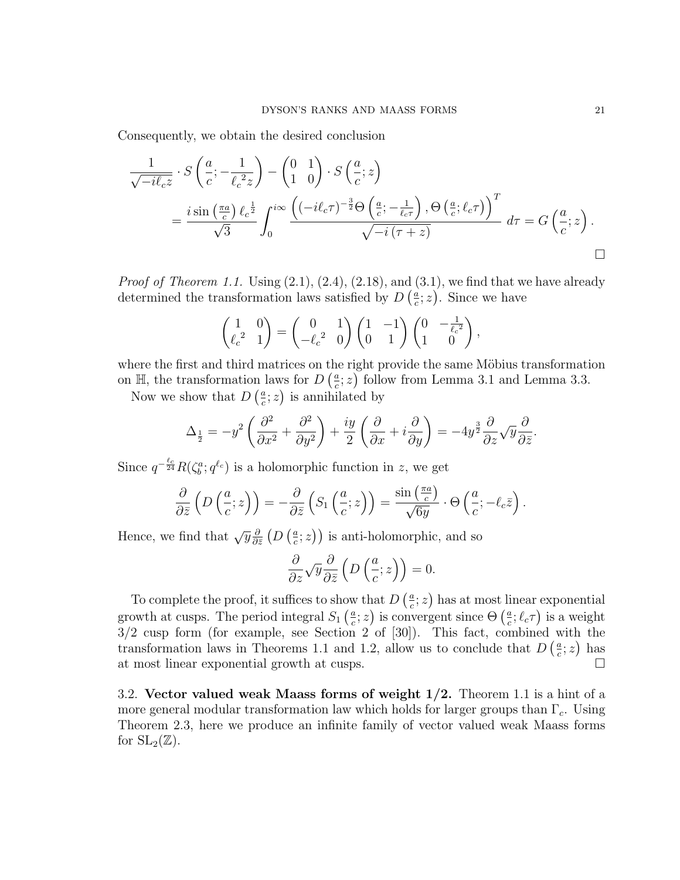Consequently, we obtain the desired conclusion

$$\frac{1}{\sqrt{-i\ell_c z}} \cdot S\left(\frac{a}{c}; -\frac{1}{{\ell_c}^2 z}\right) - \begin{pmatrix} 0 & 1 \\ 1 & 0 \end{pmatrix} \cdot S\left(\frac{a}{c}; z\right)$$
$$= \frac{i\sin\left(\frac{\pi a}{c}\right) {\ell_c}^{\frac{1}{2}}}{\sqrt{3}} \int_0^{i\infty} \frac{\left((-i\ell_c\tau)^{-\frac{3}{2}}\Theta\left(\frac{a}{c}; -\frac{1}{\ell_c\tau}\right), \Theta\left(\frac{a}{c}; \ell_c\tau\right)\right)^T}{\sqrt{-i\left(\tau+z\right)}} \, d\tau = G\left(\frac{a}{c}; z\right).$$

$\square$

*Proof of Theorem 1.1.* Using (2.1), (2.4), (2.18), and (3.1), we find that we have already determined the transformation laws satisfied by $D\left(\frac{a}{c}; z\right)$. Since we have

$$\begin{pmatrix} 1 & 0 \\ {\ell_c}^2 & 1 \end{pmatrix} = \begin{pmatrix} 0 & 1 \\ -{\ell_c}^2 & 0 \end{pmatrix} \begin{pmatrix} 1 & -1 \\ 0 & 1 \end{pmatrix} \begin{pmatrix} 0 & -\frac{1}{{\ell_c}^2} \\ 1 & 0 \end{pmatrix},$$

where the first and third matrices on the right provide the same Möbius transformation on $\mathbb{H}$, the transformation laws for $D\left(\frac{a}{c}; z\right)$ follow from Lemma 3.1 and Lemma 3.3.

Now we show that $D\left(\frac{a}{c}; z\right)$ is annihilated by

$$\Delta_{\frac{1}{2}} = -y^2\left(\frac{\partial^2}{\partial x^2} + \frac{\partial^2}{\partial y^2}\right) + \frac{iy}{2}\left(\frac{\partial}{\partial x} + i\frac{\partial}{\partial y}\right) = -4y^{\frac{3}{2}}\frac{\partial}{\partial z}\sqrt{y}\frac{\partial}{\partial \bar{z}}.$$

Since $q^{-\frac{\ell_c}{24}} R(\zeta_b^a; q^{\ell_c})$ is a holomorphic function in $z$, we get

$$\frac{\partial}{\partial \bar{z}}\left(D\left(\frac{a}{c}; z\right)\right) = -\frac{\partial}{\partial \bar{z}}\left(S_1\left(\frac{a}{c}; z\right)\right) = \frac{\sin\left(\frac{\pi a}{c}\right)}{\sqrt{6y}} \cdot \Theta\left(\frac{a}{c}; -\ell_c \bar{z}\right).$$

Hence, we find that $\sqrt{y}\frac{\partial}{\partial \bar{z}}\left(D\left(\frac{a}{c}; z\right)\right)$ is anti-holomorphic, and so

$$\frac{\partial}{\partial z}\sqrt{y}\frac{\partial}{\partial \bar{z}}\left(D\left(\frac{a}{c}; z\right)\right) = 0.$$

To complete the proof, it suffices to show that $D\left(\frac{a}{c}; z\right)$ has at most linear exponential growth at cusps. The period integral $S_1\left(\frac{a}{c}; z\right)$ is convergent since $\Theta\left(\frac{a}{c}; \ell_c\tau\right)$ is a weight $3/2$ cusp form (for example, see Section 2 of [30]). This fact, combined with the transformation laws in Theorems 1.1 and 1.2, allow us to conclude that $D\left(\frac{a}{c}; z\right)$ has at most linear exponential growth at cusps. $\square$

3.2. **Vector valued weak Maass forms of weight 1/2.** Theorem 1.1 is a hint of a more general modular transformation law which holds for larger groups than $\Gamma_c$. Using Theorem 2.3, here we produce an infinite family of vector valued weak Maass forms for $\mathrm{SL}_2(\mathbb{Z})$.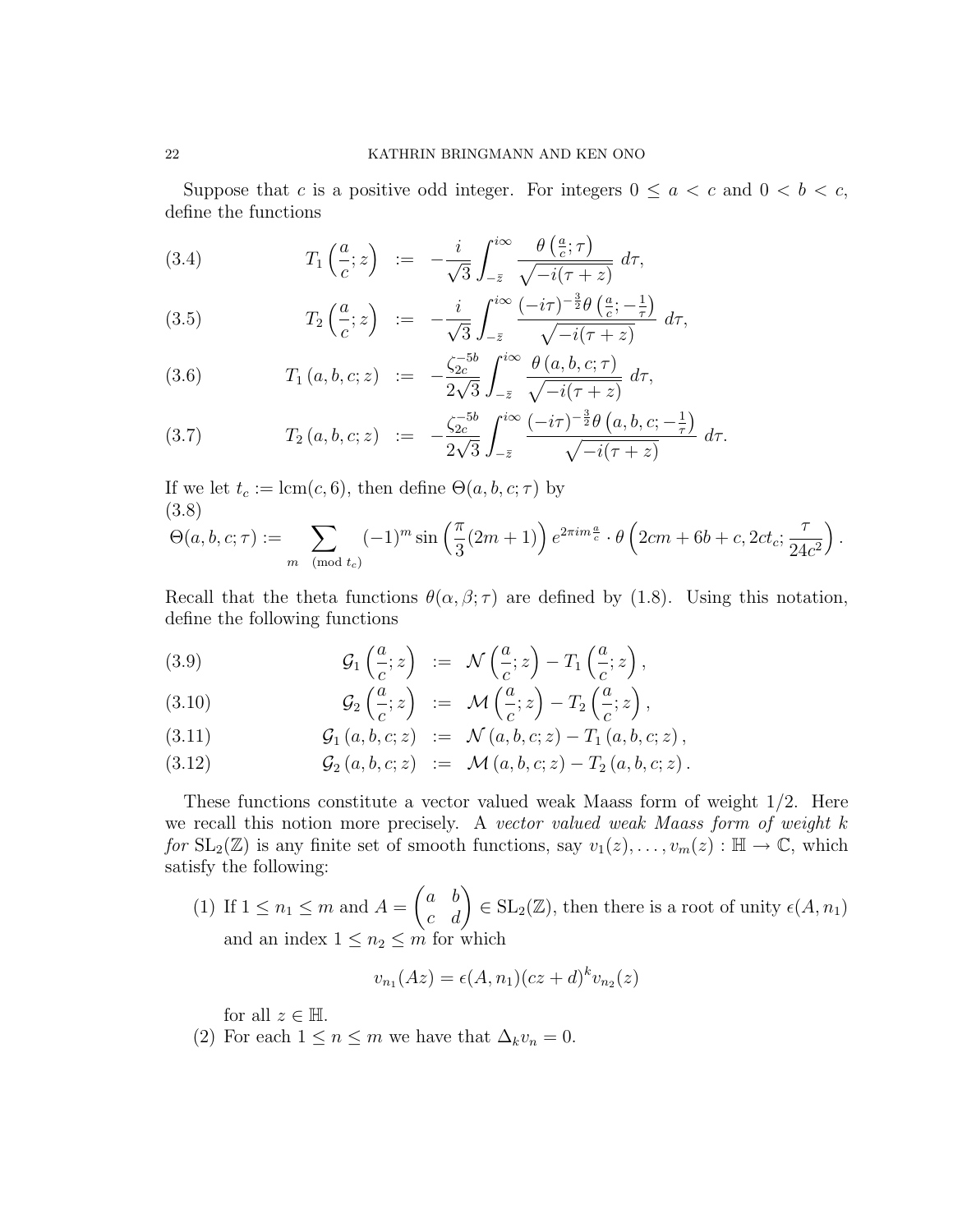Suppose that $c$ is a positive odd integer. For integers $0 \leq a < c$ and $0 < b < c$, define the functions

$$T_1\left(\frac{a}{c}; z\right) := -\frac{i}{\sqrt{3}} \int_{-\bar{z}}^{i\infty} \frac{\theta\left(\frac{a}{c}; \tau\right)}{\sqrt{-i(\tau + z)}}\, d\tau, \tag{3.4}$$

$$T_2\left(\frac{a}{c}; z\right) := -\frac{i}{\sqrt{3}} \int_{-\bar{z}}^{i\infty} \frac{(-i\tau)^{-\frac{3}{2}}\theta\left(\frac{a}{c}; -\frac{1}{\tau}\right)}{\sqrt{-i(\tau + z)}}\, d\tau, \tag{3.5}$$

$$T_1(a, b, c; z) := -\frac{\zeta_{2c}^{-5b}}{2\sqrt{3}} \int_{-\bar{z}}^{i\infty} \frac{\theta(a, b, c; \tau)}{\sqrt{-i(\tau + z)}}\, d\tau, \tag{3.6}$$

$$T_2(a, b, c; z) := -\frac{\zeta_{2c}^{-5b}}{2\sqrt{3}} \int_{-\bar{z}}^{i\infty} \frac{(-i\tau)^{-\frac{3}{2}}\theta\left(a, b, c; -\frac{1}{\tau}\right)}{\sqrt{-i(\tau + z)}}\, d\tau. \tag{3.7}$$

If we let $t_c := \mathrm{lcm}(c, 6)$, then define $\Theta(a, b, c; \tau)$ by

$$\Theta(a, b, c; \tau) := \sum_{m \pmod{t_c}} (-1)^m \sin\left(\frac{\pi}{3}(2m+1)\right) e^{2\pi i m \frac{a}{c}} \cdot \theta\left(2cm + 6b + c, 2ct_c; \frac{\tau}{24c^2}\right). \tag{3.8}$$

Recall that the theta functions $\theta(\alpha, \beta; \tau)$ are defined by (1.8). Using this notation, define the following functions

$$\mathcal{G}_1\left(\frac{a}{c}; z\right) := \mathcal{N}\left(\frac{a}{c}; z\right) - T_1\left(\frac{a}{c}; z\right), \tag{3.9}$$

$$\mathcal{G}_2\left(\frac{a}{c}; z\right) := \mathcal{M}\left(\frac{a}{c}; z\right) - T_2\left(\frac{a}{c}; z\right), \tag{3.10}$$

$$\mathcal{G}_1(a, b, c; z) := \mathcal{N}(a, b, c; z) - T_1(a, b, c; z), \tag{3.11}$$

$$\mathcal{G}_2(a, b, c; z) := \mathcal{M}(a, b, c; z) - T_2(a, b, c; z). \tag{3.12}$$

These functions constitute a vector valued weak Maass form of weight $1/2$. Here we recall this notion more precisely. A *vector valued weak Maass form of weight $k$ for $\mathrm{SL}_2(\mathbb{Z})$* is any finite set of smooth functions, say $v_1(z), \ldots, v_m(z) : \mathbb{H} \to \mathbb{C}$, which satisfy the following:

(1) If $1 \leq n_1 \leq m$ and $A = \begin{pmatrix} a & b \\ c & d \end{pmatrix} \in \mathrm{SL}_2(\mathbb{Z})$, then there is a root of unity $\epsilon(A, n_1)$ and an index $1 \leq n_2 \leq m$ for which

$$v_{n_1}(Az) = \epsilon(A, n_1)(cz + d)^k v_{n_2}(z)$$

for all $z \in \mathbb{H}$.

(2) For each $1 \leq n \leq m$ we have that $\Delta_k v_n = 0$.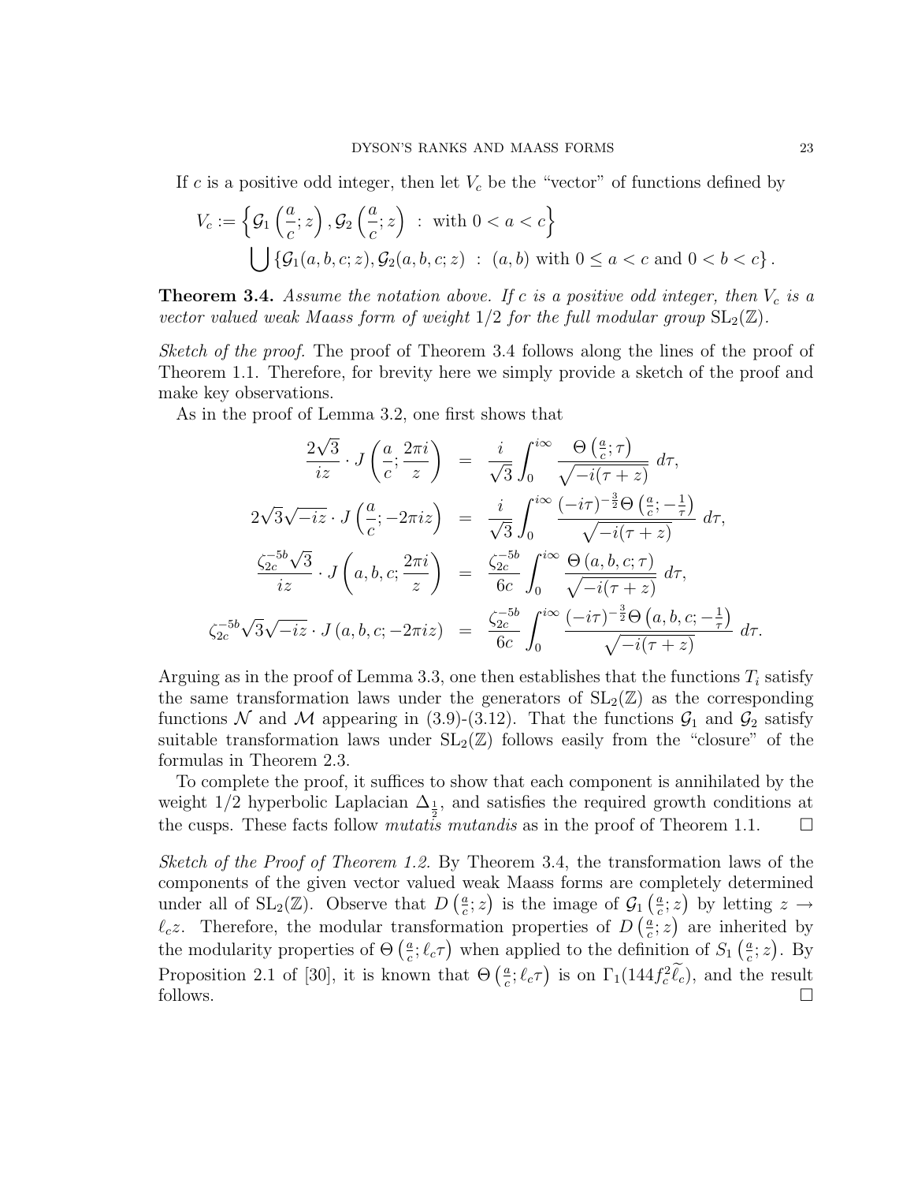If $c$ is a positive odd integer, then let $V_c$ be the "vector" of functions defined by

$$V_c := \left\{ \mathcal{G}_1\left(\frac{a}{c}; z\right), \mathcal{G}_2\left(\frac{a}{c}; z\right) \ : \ \text{with } 0 < a < c \right\}$$
$$\bigcup \left\{ \mathcal{G}_1(a,b,c;z), \mathcal{G}_2(a,b,c;z) \ : \ (a,b) \text{ with } 0 \leq a < c \text{ and } 0 < b < c \right\}.$$

**Theorem 3.4.** *Assume the notation above. If $c$ is a positive odd integer, then $V_c$ is a vector valued weak Maass form of weight $1/2$ for the full modular group $\mathrm{SL}_2(\mathbb{Z})$.*

*Sketch of the proof.* The proof of Theorem 3.4 follows along the lines of the proof of Theorem 1.1. Therefore, for brevity here we simply provide a sketch of the proof and make key observations.

As in the proof of Lemma 3.2, one first shows that

$$\begin{aligned}
\frac{2\sqrt{3}}{iz} \cdot J\left(\frac{a}{c}; \frac{2\pi i}{z}\right) &= \frac{i}{\sqrt{3}} \int_0^{i\infty} \frac{\Theta\left(\frac{a}{c}; \tau\right)}{\sqrt{-i(\tau+z)}}\, d\tau, \\
2\sqrt{3}\sqrt{-iz} \cdot J\left(\frac{a}{c}; -2\pi i z\right) &= \frac{i}{\sqrt{3}} \int_0^{i\infty} \frac{(-i\tau)^{-\frac{3}{2}} \Theta\left(\frac{a}{c}; -\frac{1}{\tau}\right)}{\sqrt{-i(\tau+z)}}\, d\tau, \\
\frac{\zeta_{2c}^{-5b}\sqrt{3}}{iz} \cdot J\left(a,b,c; \frac{2\pi i}{z}\right) &= \frac{\zeta_{2c}^{-5b}}{6c} \int_0^{i\infty} \frac{\Theta\left(a,b,c;\tau\right)}{\sqrt{-i(\tau+z)}}\, d\tau, \\
\zeta_{2c}^{-5b}\sqrt{3}\sqrt{-iz} \cdot J\left(a,b,c; -2\pi i z\right) &= \frac{\zeta_{2c}^{-5b}}{6c} \int_0^{i\infty} \frac{(-i\tau)^{-\frac{3}{2}} \Theta\left(a,b,c; -\frac{1}{\tau}\right)}{\sqrt{-i(\tau+z)}}\, d\tau.
\end{aligned}$$

Arguing as in the proof of Lemma 3.3, one then establishes that the functions $T_i$ satisfy the same transformation laws under the generators of $\mathrm{SL}_2(\mathbb{Z})$ as the corresponding functions $\mathcal{N}$ and $\mathcal{M}$ appearing in (3.9)-(3.12). That the functions $\mathcal{G}_1$ and $\mathcal{G}_2$ satisfy suitable transformation laws under $\mathrm{SL}_2(\mathbb{Z})$ follows easily from the "closure" of the formulas in Theorem 2.3.

To complete the proof, it suffices to show that each component is annihilated by the weight $1/2$ hyperbolic Laplacian $\Delta_{\frac{1}{2}}$, and satisfies the required growth conditions at the cusps. These facts follow *mutatis mutandis* as in the proof of Theorem 1.1. $\square$

*Sketch of the Proof of Theorem 1.2.* By Theorem 3.4, the transformation laws of the components of the given vector valued weak Maass forms are completely determined under all of $\mathrm{SL}_2(\mathbb{Z})$. Observe that $D\left(\frac{a}{c}; z\right)$ is the image of $\mathcal{G}_1\left(\frac{a}{c}; z\right)$ by letting $z \to \ell_c z$. Therefore, the modular transformation properties of $D\left(\frac{a}{c}; z\right)$ are inherited by the modularity properties of $\Theta\left(\frac{a}{c}; \ell_c \tau\right)$ when applied to the definition of $S_1\left(\frac{a}{c}; z\right)$. By Proposition 2.1 of [30], it is known that $\Theta\left(\frac{a}{c}; \ell_c \tau\right)$ is on $\Gamma_1(144 f_c^2 \widetilde{\ell_c})$, and the result follows. $\square$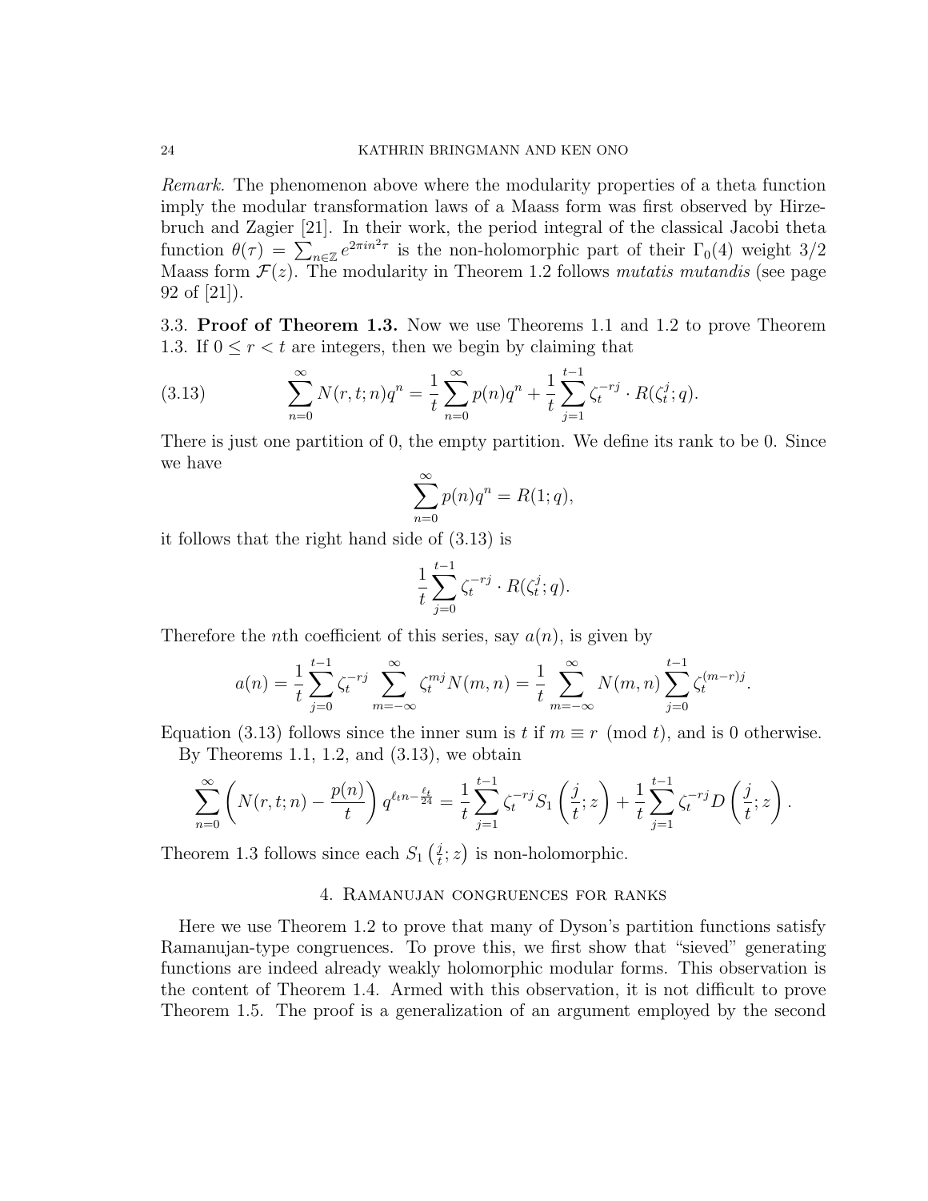*Remark.* The phenomenon above where the modularity properties of a theta function imply the modular transformation laws of a Maass form was first observed by Hirzebruch and Zagier [21]. In their work, the period integral of the classical Jacobi theta function $\theta(\tau) = \sum_{n\in\mathbb{Z}} e^{2\pi i n^2 \tau}$ is the non-holomorphic part of their $\Gamma_0(4)$ weight $3/2$ Maass form $\mathcal{F}(z)$. The modularity in Theorem 1.2 follows *mutatis mutandis* (see page 92 of [21]).

### 3.3. **Proof of Theorem 1.3.**

Now we use Theorems 1.1 and 1.2 to prove Theorem 1.3. If $0 \leq r < t$ are integers, then we begin by claiming that

$$\sum_{n=0}^{\infty} N(r,t;n)q^n = \frac{1}{t}\sum_{n=0}^{\infty} p(n)q^n + \frac{1}{t}\sum_{j=1}^{t-1} \zeta_t^{-rj} \cdot R(\zeta_t^j;q). \tag{3.13}$$

There is just one partition of 0, the empty partition. We define its rank to be 0. Since we have

$$\sum_{n=0}^{\infty} p(n)q^n = R(1;q),$$

it follows that the right hand side of (3.13) is

$$\frac{1}{t}\sum_{j=0}^{t-1} \zeta_t^{-rj} \cdot R(\zeta_t^j;q).$$

Therefore the $n$th coefficient of this series, say $a(n)$, is given by

$$a(n) = \frac{1}{t}\sum_{j=0}^{t-1} \zeta_t^{-rj} \sum_{m=-\infty}^{\infty} \zeta_t^{mj} N(m,n) = \frac{1}{t}\sum_{m=-\infty}^{\infty} N(m,n) \sum_{j=0}^{t-1} \zeta_t^{(m-r)j}.$$

Equation (3.13) follows since the inner sum is $t$ if $m \equiv r \pmod{t}$, and is 0 otherwise.

By Theorems 1.1, 1.2, and (3.13), we obtain

$$\sum_{n=0}^{\infty}\left(N(r,t;n) - \frac{p(n)}{t}\right) q^{\ell_t n - \frac{\ell_t}{24}} = \frac{1}{t}\sum_{j=1}^{t-1} \zeta_t^{-rj} S_1\left(\frac{j}{t};z\right) + \frac{1}{t}\sum_{j=1}^{t-1}\zeta_t^{-rj} D\left(\frac{j}{t};z\right).$$

Theorem 1.3 follows since each $S_1\left(\frac{j}{t};z\right)$ is non-holomorphic.

## 4. Ramanujan congruences for ranks

Here we use Theorem 1.2 to prove that many of Dyson's partition functions satisfy Ramanujan-type congruences. To prove this, we first show that "sieved" generating functions are indeed already weakly holomorphic modular forms. This observation is the content of Theorem 1.4. Armed with this observation, it is not difficult to prove Theorem 1.5. The proof is a generalization of an argument employed by the second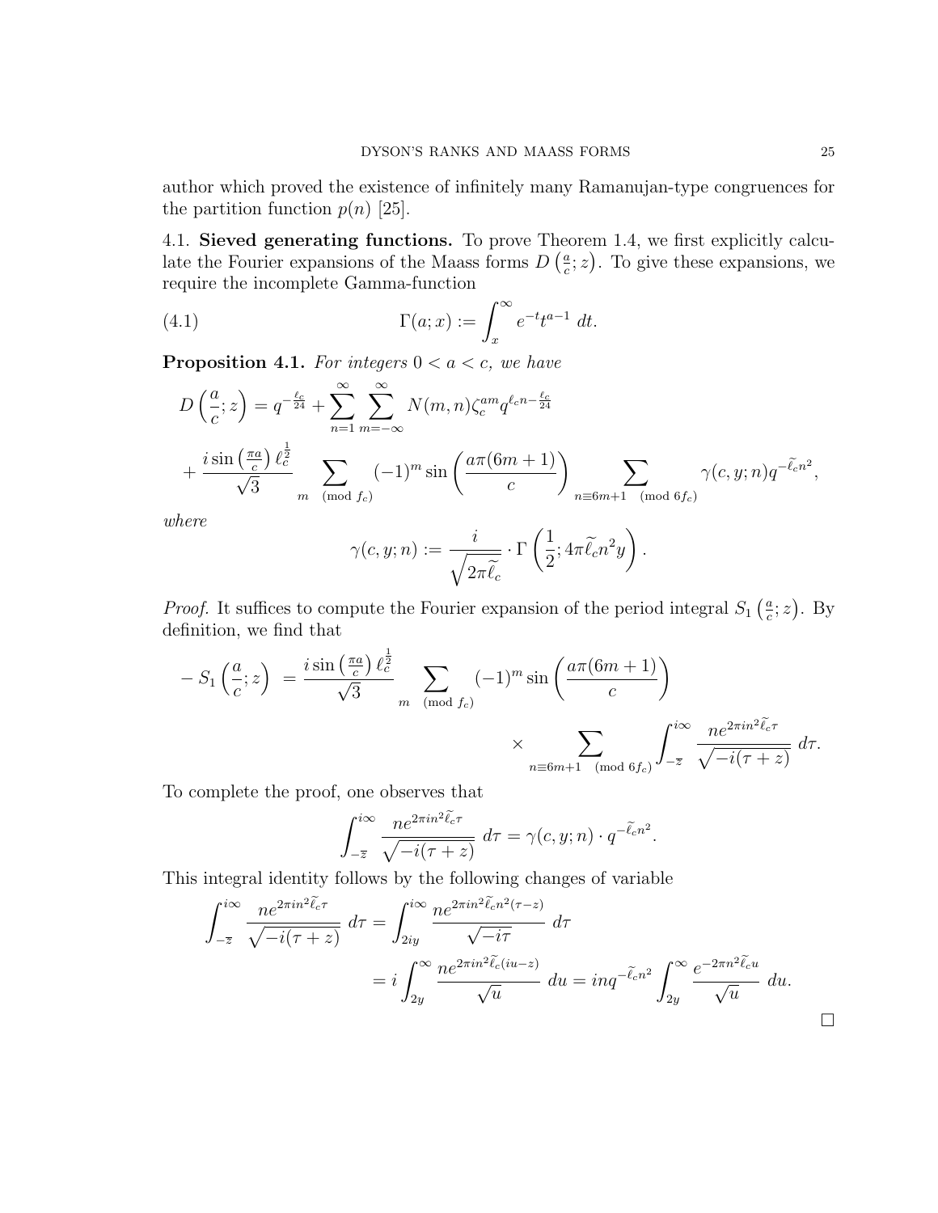author which proved the existence of infinitely many Ramanujan-type congruences for the partition function $p(n)$ [25].

**4.1. Sieved generating functions.** To prove Theorem 1.4, we first explicitly calculate the Fourier expansions of the Maass forms $D\left(\frac{a}{c};z\right)$. To give these expansions, we require the incomplete Gamma-function

$$\Gamma(a;x) := \int_x^\infty e^{-t}t^{a-1}\,dt. \tag{4.1}$$

**Proposition 4.1.** *For integers $0 < a < c$, we have*

$$D\left(\frac{a}{c};z\right) = q^{-\frac{\ell_c}{24}} + \sum_{n=1}^{\infty}\sum_{m=-\infty}^{\infty} N(m,n)\zeta_c^{am} q^{\ell_c n - \frac{\ell_c}{24}}$$
$$+ \frac{i\sin\left(\frac{\pi a}{c}\right)\ell_c^{\frac{1}{2}}}{\sqrt{3}} \sum_{m \pmod{f_c}} (-1)^m \sin\left(\frac{a\pi(6m+1)}{c}\right) \sum_{n\equiv 6m+1 \pmod{6f_c}} \gamma(c,y;n) q^{-\widetilde{\ell}_c n^2},$$

*where*

$$\gamma(c,y;n) := \frac{i}{\sqrt{2\pi\widetilde{\ell}_c}} \cdot \Gamma\left(\frac{1}{2}; 4\pi\widetilde{\ell}_c n^2 y\right).$$

*Proof.* It suffices to compute the Fourier expansion of the period integral $S_1\left(\frac{a}{c};z\right)$. By definition, we find that

$$-S_1\left(\frac{a}{c};z\right) = \frac{i\sin\left(\frac{\pi a}{c}\right)\ell_c^{\frac{1}{2}}}{\sqrt{3}} \sum_{m \pmod{f_c}} (-1)^m \sin\left(\frac{a\pi(6m+1)}{c}\right)$$
$$\times \sum_{n\equiv 6m+1 \pmod{6f_c}} \int_{-\overline{z}}^{i\infty} \frac{ne^{2\pi i n^2\widetilde{\ell}_c\tau}}{\sqrt{-i(\tau+z)}}\,d\tau.$$

To complete the proof, one observes that

$$\int_{-\overline{z}}^{i\infty} \frac{ne^{2\pi i n^2\widetilde{\ell}_c\tau}}{\sqrt{-i(\tau+z)}}\,d\tau = \gamma(c,y;n)\cdot q^{-\widetilde{\ell}_c n^2}.$$

This integral identity follows by the following changes of variable

$$\int_{-\overline{z}}^{i\infty} \frac{ne^{2\pi i n^2\widetilde{\ell}_c\tau}}{\sqrt{-i(\tau+z)}}\,d\tau = \int_{2iy}^{i\infty} \frac{ne^{2\pi i n^2\widetilde{\ell}_c n^2(\tau-z)}}{\sqrt{-i\tau}}\,d\tau$$
$$= i\int_{2y}^{\infty} \frac{ne^{2\pi i n^2\widetilde{\ell}_c(iu-z)}}{\sqrt{u}}\,du = inq^{-\widetilde{\ell}_c n^2}\int_{2y}^{\infty} \frac{e^{-2\pi n^2\widetilde{\ell}_c u}}{\sqrt{u}}\,du.$$

$\square$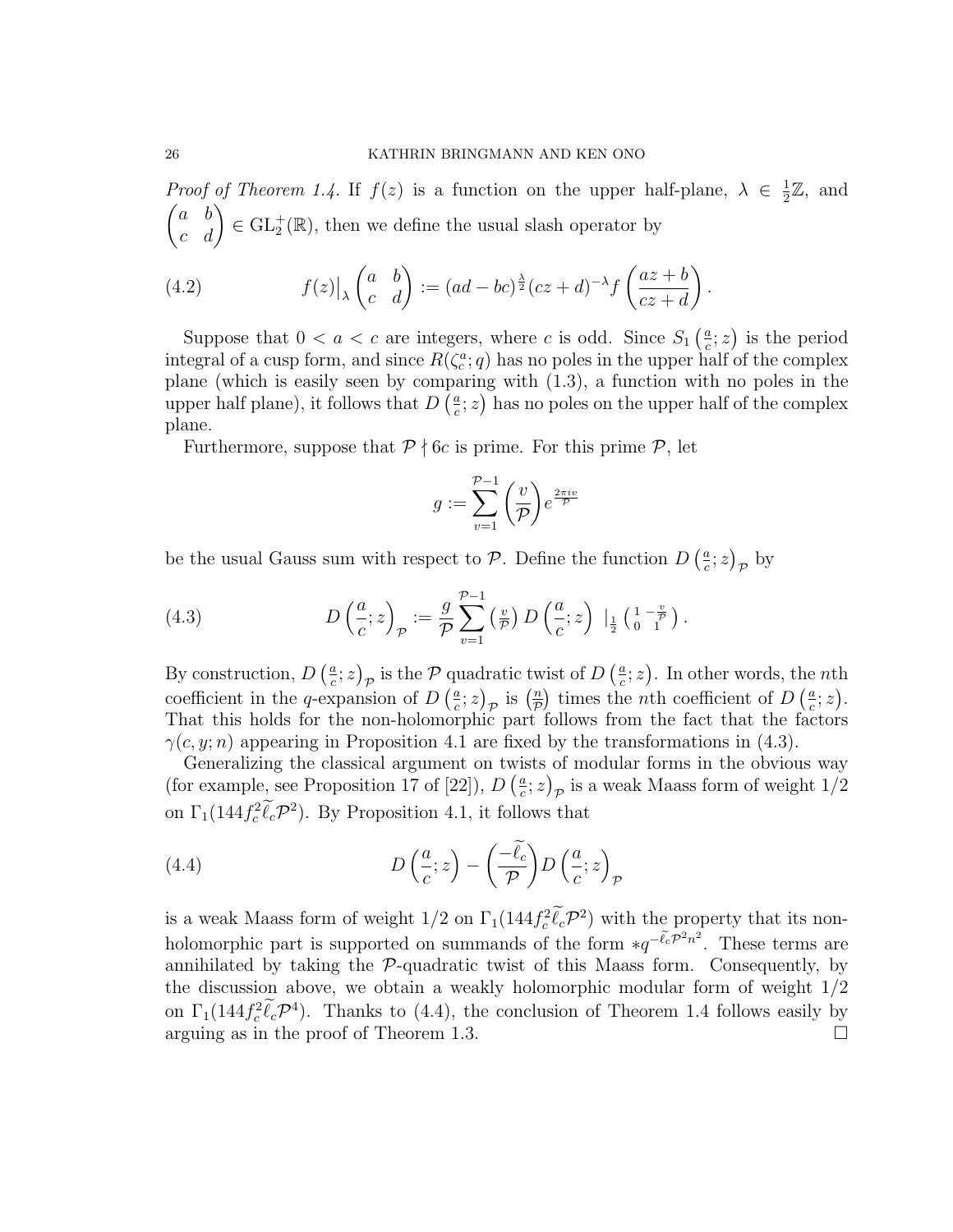*Proof of Theorem 1.4.* If $f(z)$ is a function on the upper half-plane, $\lambda \in \frac{1}{2}\mathbb{Z}$, and $\begin{pmatrix} a & b \\ c & d \end{pmatrix} \in \mathrm{GL}_2^+(\mathbb{R})$, then we define the usual slash operator by

$$f(z)\big|_\lambda \begin{pmatrix} a & b \\ c & d \end{pmatrix} := (ad-bc)^{\frac{\lambda}{2}}(cz+d)^{-\lambda} f\left(\frac{az+b}{cz+d}\right). \tag{4.2}$$

Suppose that $0 < a < c$ are integers, where $c$ is odd. Since $S_1\left(\frac{a}{c};z\right)$ is the period integral of a cusp form, and since $R(\zeta_c^a;q)$ has no poles in the upper half of the complex plane (which is easily seen by comparing with (1.3), a function with no poles in the upper half plane), it follows that $D\left(\frac{a}{c};z\right)$ has no poles on the upper half of the complex plane.

Furthermore, suppose that $\mathcal{P} \nmid 6c$ is prime. For this prime $\mathcal{P}$, let

$$g := \sum_{v=1}^{\mathcal{P}-1} \left(\frac{v}{\mathcal{P}}\right) e^{\frac{2\pi i v}{\mathcal{P}}}$$

be the usual Gauss sum with respect to $\mathcal{P}$. Define the function $D\left(\frac{a}{c};z\right)_{\mathcal{P}}$ by

$$D\left(\frac{a}{c};z\right)_{\mathcal{P}} := \frac{g}{\mathcal{P}} \sum_{v=1}^{\mathcal{P}-1} \left(\tfrac{v}{\mathcal{P}}\right) D\left(\frac{a}{c};z\right) \big|_{\frac{1}{2}} \left(\begin{smallmatrix} 1 & -\frac{v}{\mathcal{P}} \\ 0 & 1 \end{smallmatrix}\right). \tag{4.3}$$

By construction, $D\left(\frac{a}{c};z\right)_{\mathcal{P}}$ is the $\mathcal{P}$ quadratic twist of $D\left(\frac{a}{c};z\right)$. In other words, the $n$th coefficient in the $q$-expansion of $D\left(\frac{a}{c};z\right)_{\mathcal{P}}$ is $\left(\frac{n}{\mathcal{P}}\right)$ times the $n$th coefficient of $D\left(\frac{a}{c};z\right)$. That this holds for the non-holomorphic part follows from the fact that the factors $\gamma(c,y;n)$ appearing in Proposition 4.1 are fixed by the transformations in (4.3).

Generalizing the classical argument on twists of modular forms in the obvious way (for example, see Proposition 17 of [22]), $D\left(\frac{a}{c};z\right)_{\mathcal{P}}$ is a weak Maass form of weight $1/2$ on $\Gamma_1(144 f_c^2 \widetilde{\ell}_c \mathcal{P}^2)$. By Proposition 4.1, it follows that

$$D\left(\frac{a}{c};z\right) - \left(\frac{-\widetilde{\ell}_c}{\mathcal{P}}\right) D\left(\frac{a}{c};z\right)_{\mathcal{P}} \tag{4.4}$$

is a weak Maass form of weight $1/2$ on $\Gamma_1(144 f_c^2 \widetilde{\ell}_c \mathcal{P}^2)$ with the property that its non-holomorphic part is supported on summands of the form $*q^{-\widetilde{\ell}_c \mathcal{P}^2 n^2}$. These terms are annihilated by taking the $\mathcal{P}$-quadratic twist of this Maass form. Consequently, by the discussion above, we obtain a weakly holomorphic modular form of weight $1/2$ on $\Gamma_1(144 f_c^2 \widetilde{\ell}_c \mathcal{P}^4)$. Thanks to (4.4), the conclusion of Theorem 1.4 follows easily by arguing as in the proof of Theorem 1.3. $\square$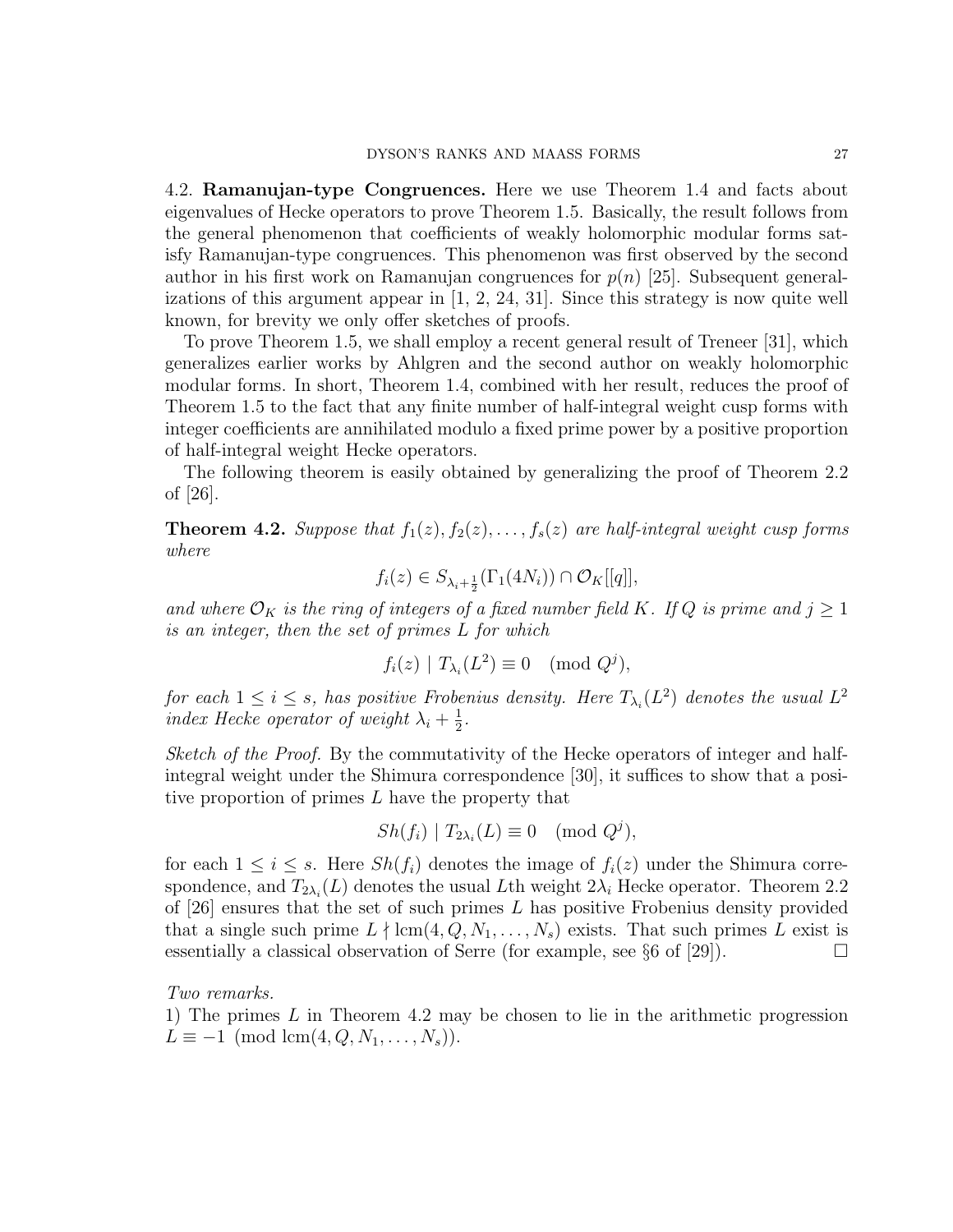4.2. **Ramanujan-type Congruences.** Here we use Theorem 1.4 and facts about eigenvalues of Hecke operators to prove Theorem 1.5. Basically, the result follows from the general phenomenon that coefficients of weakly holomorphic modular forms satisfy Ramanujan-type congruences. This phenomenon was first observed by the second author in his first work on Ramanujan congruences for $p(n)$ [25]. Subsequent generalizations of this argument appear in [1, 2, 24, 31]. Since this strategy is now quite well known, for brevity we only offer sketches of proofs.

To prove Theorem 1.5, we shall employ a recent general result of Treneer [31], which generalizes earlier works by Ahlgren and the second author on weakly holomorphic modular forms. In short, Theorem 1.4, combined with her result, reduces the proof of Theorem 1.5 to the fact that any finite number of half-integral weight cusp forms with integer coefficients are annihilated modulo a fixed prime power by a positive proportion of half-integral weight Hecke operators.

The following theorem is easily obtained by generalizing the proof of Theorem 2.2 of [26].

**Theorem 4.2.** *Suppose that $f_1(z), f_2(z), \ldots, f_s(z)$ are half-integral weight cusp forms where*

$$f_i(z) \in S_{\lambda_i+\frac{1}{2}}(\Gamma_1(4N_i)) \cap \mathcal{O}_K[[q]],$$

*and where $\mathcal{O}_K$ is the ring of integers of a fixed number field $K$. If $Q$ is prime and $j \geq 1$ is an integer, then the set of primes $L$ for which*

$$f_i(z) \mid T_{\lambda_i}(L^2) \equiv 0 \pmod{Q^j},$$

*for each $1 \leq i \leq s$, has positive Frobenius density. Here $T_{\lambda_i}(L^2)$ denotes the usual $L^2$ index Hecke operator of weight $\lambda_i + \frac{1}{2}$.*

*Sketch of the Proof.* By the commutativity of the Hecke operators of integer and half-integral weight under the Shimura correspondence [30], it suffices to show that a positive proportion of primes $L$ have the property that

$$Sh(f_i) \mid T_{2\lambda_i}(L) \equiv 0 \pmod{Q^j},$$

for each $1 \leq i \leq s$. Here $Sh(f_i)$ denotes the image of $f_i(z)$ under the Shimura correspondence, and $T_{2\lambda_i}(L)$ denotes the usual $L$th weight $2\lambda_i$ Hecke operator. Theorem 2.2 of [26] ensures that the set of such primes $L$ has positive Frobenius density provided that a single such prime $L \nmid \mathrm{lcm}(4, Q, N_1, \ldots, N_s)$ exists. That such primes $L$ exist is essentially a classical observation of Serre (for example, see §6 of [29]). $\square$

*Two remarks.*
1) The primes $L$ in Theorem 4.2 may be chosen to lie in the arithmetic progression $L \equiv -1 \pmod{\mathrm{lcm}(4, Q, N_1, \ldots, N_s)}$.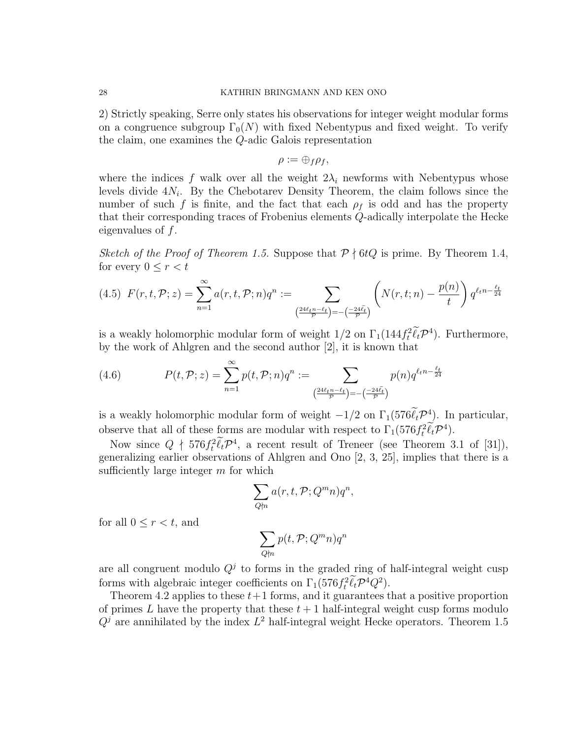2) Strictly speaking, Serre only states his observations for integer weight modular forms on a congruence subgroup $\Gamma_0(N)$ with fixed Nebentypus and fixed weight. To verify the claim, one examines the $Q$-adic Galois representation

$$\rho := \oplus_f \rho_f,$$

where the indices $f$ walk over all the weight $2\lambda_i$ newforms with Nebentypus whose levels divide $4N_i$. By the Chebotarev Density Theorem, the claim follows since the number of such $f$ is finite, and the fact that each $\rho_f$ is odd and has the property that their corresponding traces of Frobenius elements $Q$-adically interpolate the Hecke eigenvalues of $f$.

*Sketch of the Proof of Theorem 1.5.* Suppose that $\mathcal{P} \nmid 6tQ$ is prime. By Theorem 1.4, for every $0 \leq r < t$

$$F(r,t,\mathcal{P};z) = \sum_{n=1}^{\infty} a(r,t,\mathcal{P};n)q^n := \sum_{\left(\frac{24\ell_t n - \ell_t}{\mathcal{P}}\right) = -\left(\frac{-24\widetilde{\ell}_t}{\mathcal{P}}\right)} \left( N(r,t;n) - \frac{p(n)}{t} \right) q^{\ell_t n - \frac{\ell_t}{24}} \tag{4.5}$$

is a weakly holomorphic modular form of weight $1/2$ on $\Gamma_1(144 f_t^2 \widetilde{\ell}_t \mathcal{P}^4)$. Furthermore, by the work of Ahlgren and the second author [2], it is known that

$$P(t,\mathcal{P};z) = \sum_{n=1}^{\infty} p(t,\mathcal{P};n)q^n := \sum_{\left(\frac{24\ell_t n - \ell_t}{\mathcal{P}}\right) = -\left(\frac{-24\widetilde{\ell}_t}{\mathcal{P}}\right)} p(n) q^{\ell_t n - \frac{\ell_t}{24}} \tag{4.6}$$

is a weakly holomorphic modular form of weight $-1/2$ on $\Gamma_1(576 \widetilde{\ell}_t \mathcal{P}^4)$. In particular, observe that all of these forms are modular with respect to $\Gamma_1(576 f_t^2 \widetilde{\ell}_t \mathcal{P}^4)$.

Now since $Q \nmid 576 f_t^2 \widetilde{\ell}_t \mathcal{P}^4$, a recent result of Treneer (see Theorem 3.1 of [31]), generalizing earlier observations of Ahlgren and Ono [2, 3, 25], implies that there is a sufficiently large integer $m$ for which

$$\sum_{Q \nmid n} a(r,t,\mathcal{P};Q^m n)q^n,$$

for all $0 \leq r < t$, and

$$\sum_{Q \nmid n} p(t,\mathcal{P};Q^m n)q^n$$

are all congruent modulo $Q^j$ to forms in the graded ring of half-integral weight cusp forms with algebraic integer coefficients on $\Gamma_1(576 f_t^2 \widetilde{\ell}_t \mathcal{P}^4 Q^2)$.

Theorem 4.2 applies to these $t+1$ forms, and it guarantees that a positive proportion of primes $L$ have the property that these $t+1$ half-integral weight cusp forms modulo $Q^j$ are annihilated by the index $L^2$ half-integral weight Hecke operators. Theorem 1.5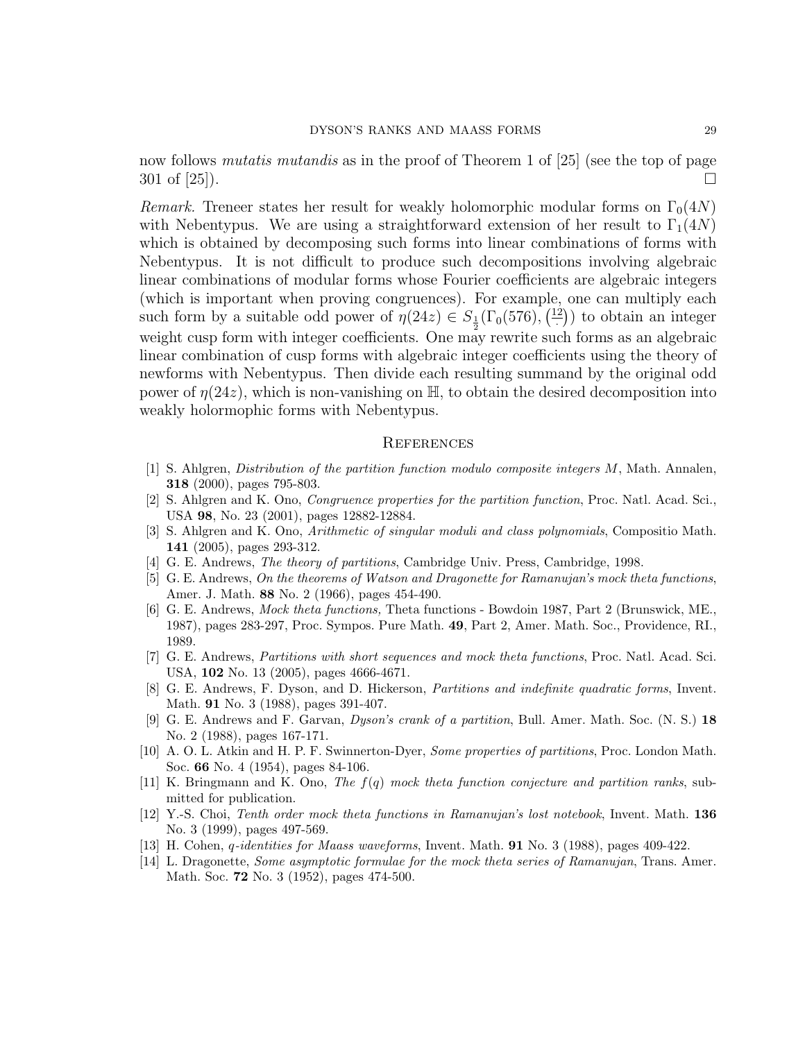now follows *mutatis mutandis* as in the proof of Theorem 1 of [25] (see the top of page 301 of [25]). $\square$

*Remark.* Treneer states her result for weakly holomorphic modular forms on $\Gamma_0(4N)$ with Nebentypus. We are using a straightforward extension of her result to $\Gamma_1(4N)$ which is obtained by decomposing such forms into linear combinations of forms with Nebentypus. It is not difficult to produce such decompositions involving algebraic linear combinations of modular forms whose Fourier coefficients are algebraic integers (which is important when proving congruences). For example, one can multiply each such form by a suitable odd power of $\eta(24z) \in S_{\frac{1}{2}}(\Gamma_0(576), \left(\frac{12}{\cdot}\right))$ to obtain an integer weight cusp form with integer coefficients. One may rewrite such forms as an algebraic linear combination of cusp forms with algebraic integer coefficients using the theory of newforms with Nebentypus. Then divide each resulting summand by the original odd power of $\eta(24z)$, which is non-vanishing on $\mathbb{H}$, to obtain the desired decomposition into weakly holormophic forms with Nebentypus.

## References

[1] S. Ahlgren, *Distribution of the partition function modulo composite integers M*, Math. Annalen, **318** (2000), pages 795-803.

[2] S. Ahlgren and K. Ono, *Congruence properties for the partition function*, Proc. Natl. Acad. Sci., USA **98**, No. 23 (2001), pages 12882-12884.

[3] S. Ahlgren and K. Ono, *Arithmetic of singular moduli and class polynomials*, Compositio Math. **141** (2005), pages 293-312.

[4] G. E. Andrews, *The theory of partitions*, Cambridge Univ. Press, Cambridge, 1998.

[5] G. E. Andrews, *On the theorems of Watson and Dragonette for Ramanujan's mock theta functions*, Amer. J. Math. **88** No. 2 (1966), pages 454-490.

[6] G. E. Andrews, *Mock theta functions,* Theta functions - Bowdoin 1987, Part 2 (Brunswick, ME., 1987), pages 283-297, Proc. Sympos. Pure Math. **49**, Part 2, Amer. Math. Soc., Providence, RI., 1989.

[7] G. E. Andrews, *Partitions with short sequences and mock theta functions*, Proc. Natl. Acad. Sci. USA, **102** No. 13 (2005), pages 4666-4671.

[8] G. E. Andrews, F. Dyson, and D. Hickerson, *Partitions and indefinite quadratic forms*, Invent. Math. **91** No. 3 (1988), pages 391-407.

[9] G. E. Andrews and F. Garvan, *Dyson's crank of a partition*, Bull. Amer. Math. Soc. (N. S.) **18** No. 2 (1988), pages 167-171.

[10] A. O. L. Atkin and H. P. F. Swinnerton-Dyer, *Some properties of partitions*, Proc. London Math. Soc. **66** No. 4 (1954), pages 84-106.

[11] K. Bringmann and K. Ono, *The f(q) mock theta function conjecture and partition ranks*, submitted for publication.

[12] Y.-S. Choi, *Tenth order mock theta functions in Ramanujan's lost notebook*, Invent. Math. **136** No. 3 (1999), pages 497-569.

[13] H. Cohen, *q-identities for Maass waveforms*, Invent. Math. **91** No. 3 (1988), pages 409-422.

[14] L. Dragonette, *Some asymptotic formulae for the mock theta series of Ramanujan*, Trans. Amer. Math. Soc. **72** No. 3 (1952), pages 474-500.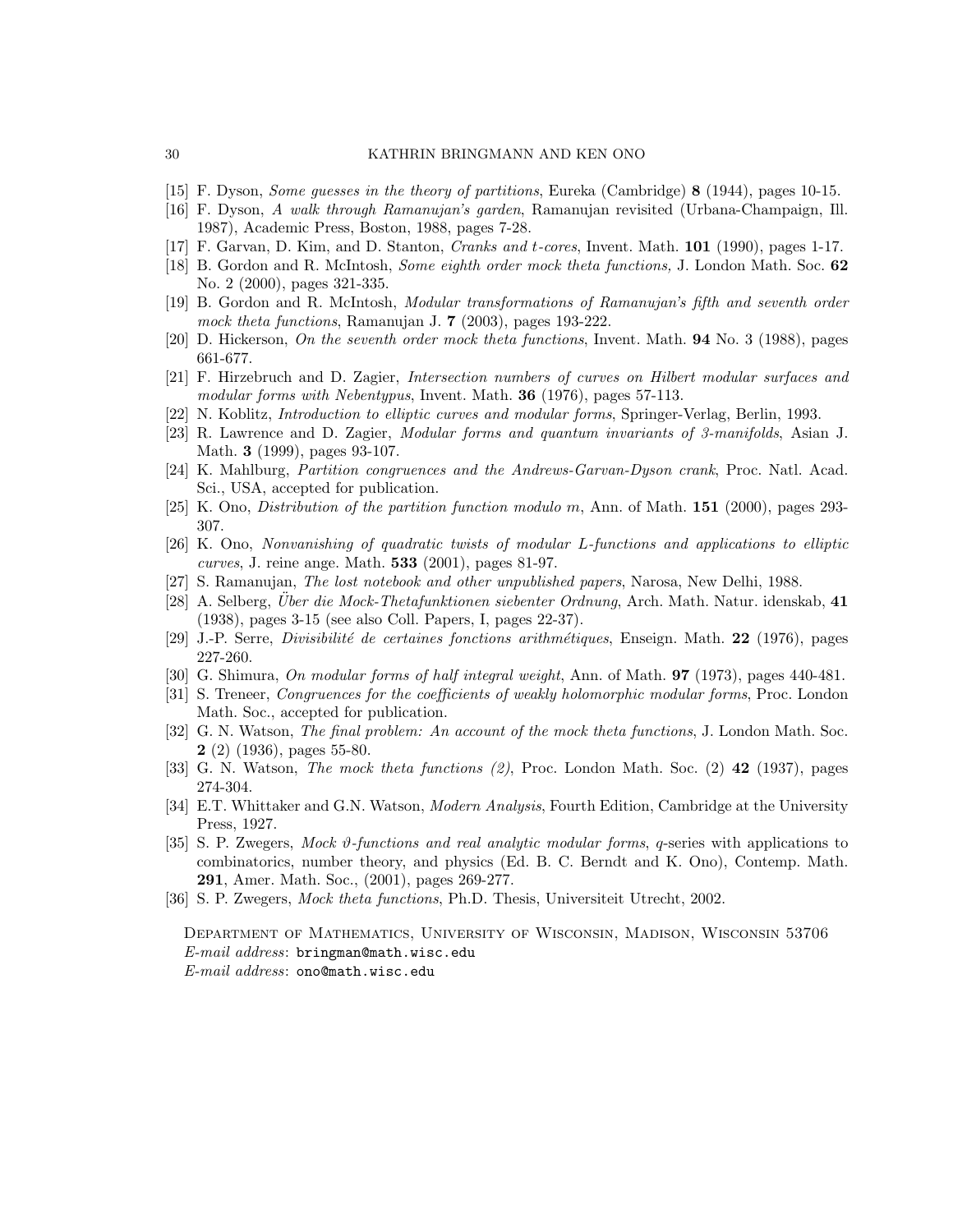[15] F. Dyson, *Some guesses in the theory of partitions*, Eureka (Cambridge) **8** (1944), pages 10-15.

[16] F. Dyson, *A walk through Ramanujan's garden*, Ramanujan revisited (Urbana-Champaign, Ill. 1987), Academic Press, Boston, 1988, pages 7-28.

[17] F. Garvan, D. Kim, and D. Stanton, *Cranks and $t$-cores*, Invent. Math. **101** (1990), pages 1-17.

[18] B. Gordon and R. McIntosh, *Some eighth order mock theta functions,* J. London Math. Soc. **62** No. 2 (2000), pages 321-335.

[19] B. Gordon and R. McIntosh, *Modular transformations of Ramanujan's fifth and seventh order mock theta functions*, Ramanujan J. **7** (2003), pages 193-222.

[20] D. Hickerson, *On the seventh order mock theta functions*, Invent. Math. **94** No. 3 (1988), pages 661-677.

[21] F. Hirzebruch and D. Zagier, *Intersection numbers of curves on Hilbert modular surfaces and modular forms with Nebentypus*, Invent. Math. **36** (1976), pages 57-113.

[22] N. Koblitz, *Introduction to elliptic curves and modular forms*, Springer-Verlag, Berlin, 1993.

[23] R. Lawrence and D. Zagier, *Modular forms and quantum invariants of 3-manifolds*, Asian J. Math. **3** (1999), pages 93-107.

[24] K. Mahlburg, *Partition congruences and the Andrews-Garvan-Dyson crank*, Proc. Natl. Acad. Sci., USA, accepted for publication.

[25] K. Ono, *Distribution of the partition function modulo $m$*, Ann. of Math. **151** (2000), pages 293-307.

[26] K. Ono, *Nonvanishing of quadratic twists of modular L-functions and applications to elliptic curves*, J. reine ange. Math. **533** (2001), pages 81-97.

[27] S. Ramanujan, *The lost notebook and other unpublished papers*, Narosa, New Delhi, 1988.

[28] A. Selberg, *Über die Mock-Thetafunktionen siebenter Ordnung*, Arch. Math. Natur. idenskab, **41** (1938), pages 3-15 (see also Coll. Papers, I, pages 22-37).

[29] J.-P. Serre, *Divisibilité de certaines fonctions arithmétiques*, Enseign. Math. **22** (1976), pages 227-260.

[30] G. Shimura, *On modular forms of half integral weight*, Ann. of Math. **97** (1973), pages 440-481.

[31] S. Treneer, *Congruences for the coefficients of weakly holomorphic modular forms*, Proc. London Math. Soc., accepted for publication.

[32] G. N. Watson, *The final problem: An account of the mock theta functions*, J. London Math. Soc. **2** (2) (1936), pages 55-80.

[33] G. N. Watson, *The mock theta functions (2)*, Proc. London Math. Soc. (2) **42** (1937), pages 274-304.

[34] E.T. Whittaker and G.N. Watson, *Modern Analysis*, Fourth Edition, Cambridge at the University Press, 1927.

[35] S. P. Zwegers, *Mock $\vartheta$-functions and real analytic modular forms*, $q$-series with applications to combinatorics, number theory, and physics (Ed. B. C. Berndt and K. Ono), Contemp. Math. **291**, Amer. Math. Soc., (2001), pages 269-277.

[36] S. P. Zwegers, *Mock theta functions*, Ph.D. Thesis, Universiteit Utrecht, 2002.

Department of Mathematics, University of Wisconsin, Madison, Wisconsin 53706
*E-mail address*: bringman@math.wisc.edu
*E-mail address*: ono@math.wisc.edu